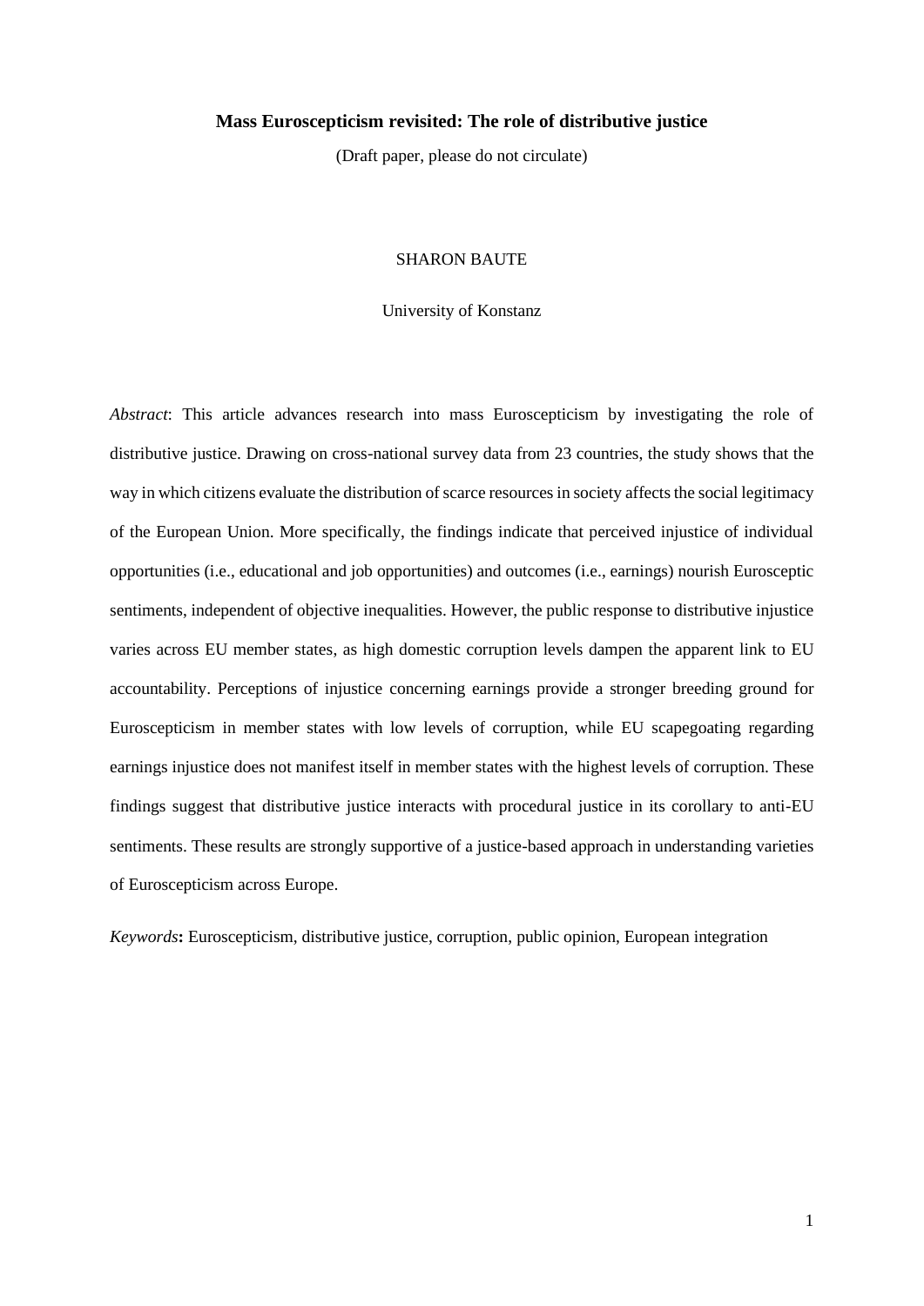# Mass Euroscepticism revisited: The role of distributive justice

(Draft paper, please do not circulate)

SHARON BAUTE

University of Konstanz

*Abstract*: This article advances research into mass Euroscepticism by investigating the role of distributive justice. Drawing on cross-national survey data from 23 countries, the study shows that the way in which citizens evaluate the distribution of scarce resources in society affects the social legitimacy of the European Union. More specifically, the findings indicate that perceived injustice of individual opportunities (i.e., educational and job opportunities) and outcomes (i.e., earnings) nourish Eurosceptic sentiments, independent of objective inequalities. However, the public response to distributive injustice varies across EU member states, as high domestic corruption levels dampen the apparent link to EU accountability. Perceptions of injustice concerning earnings provide a stronger breeding ground for Euroscepticism in member states with low levels of corruption, while EU scapegoating regarding earnings injustice does not manifest itself in member states with the highest levels of corruption. These findings suggest that distributive justice interacts with procedural justice in its corollary to anti-EU sentiments. These results are strongly supportive of a justice-based approach in understanding varieties of Euroscepticism across Europe.

*Keywords*: Euroscepticism, distributive justice, corruption, public opinion, European integration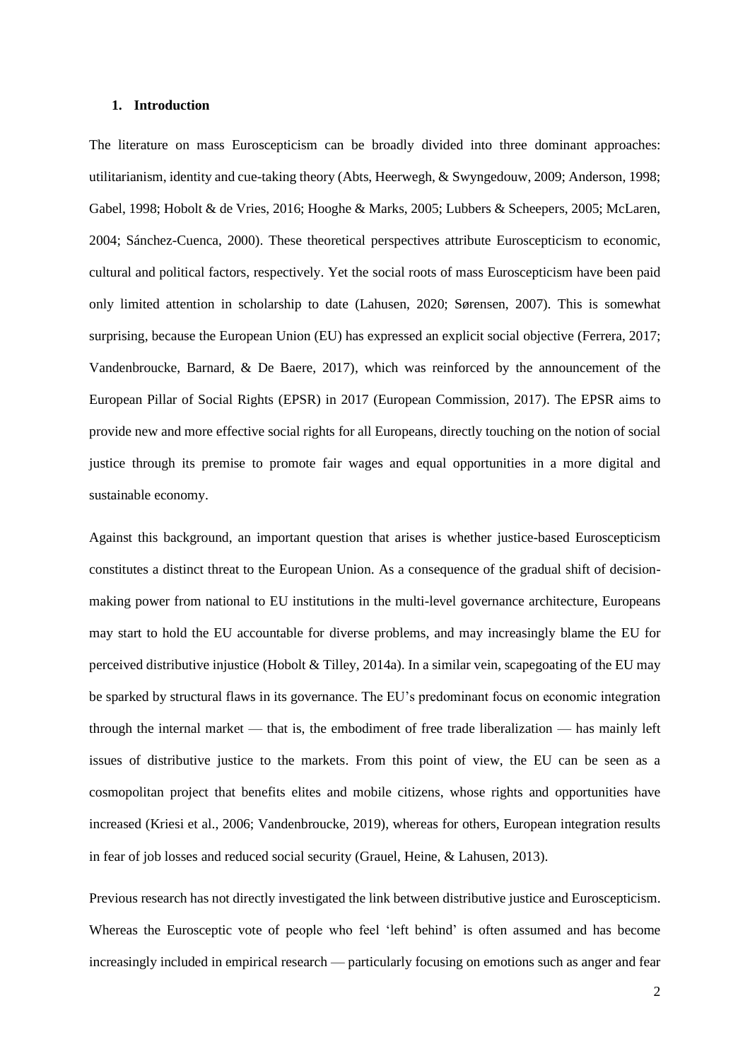## 1. Introduction

The literature on mass Euroscepticism can be broadly divided into three dominant approaches: utilitarianism, identity and cue-taking theory (Abts, Heerwegh, & Swyngedouw, 2009; Anderson, 1998; Gabel, 1998; Hobolt & de Vries, 2016; Hooghe & Marks, 2005; Lubbers & Scheepers, 2005; McLaren, 2004; Sánchez-Cuenca, 2000). These theoretical perspectives attribute Euroscepticism to economic, cultural and political factors, respectively. Yet the social roots of mass Euroscepticism have been paid only limited attention in scholarship to date (Lahusen, 2020; Sørensen, 2007). This is somewhat surprising, because the European Union (EU) has expressed an explicit social objective (Ferrera, 2017; Vandenbroucke, Barnard, & De Baere, 2017), which was reinforced by the announcement of the European Pillar of Social Rights (EPSR) in 2017 (European Commission, 2017). The EPSR aims to provide new and more effective social rights for all Europeans, directly touching on the notion of social justice through its premise to promote fair wages and equal opportunities in a more digital and sustainable economy.

Against this background, an important question that arises is whether justice-based Euroscepticism constitutes a distinct threat to the European Union. As a consequence of the gradual shift of decision-making power from national to EU institutions in the multi-level governance architecture, Europeans may start to hold the EU accountable for diverse problems, and may increasingly blame the EU for perceived distributive injustice (Hobolt & Tilley, 2014a). In a similar vein, scapegoating of the EU may be sparked by structural flaws in its governance. The EU's predominant focus on economic integration through the internal market — that is, the embodiment of free trade liberalization — has mainly left issues of distributive justice to the markets. From this point of view, the EU can be seen as a cosmopolitan project that benefits elites and mobile citizens, whose rights and opportunities have increased (Kriesi et al., 2006; Vandenbroucke, 2019), whereas for others, European integration results in fear of job losses and reduced social security (Grauel, Heine, & Lahusen, 2013).

Previous research has not directly investigated the link between distributive justice and Euroscepticism. Whereas the Eurosceptic vote of people who feel 'left behind' is often assumed and has become increasingly included in empirical research — particularly focusing on emotions such as anger and fear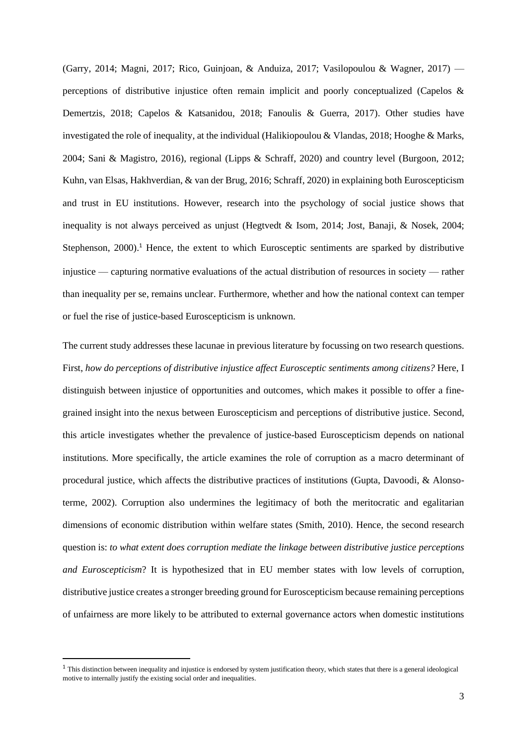(Garry, 2014; Magni, 2017; Rico, Guinjoan, & Anduiza, 2017; Vasilopoulou & Wagner, 2017) — perceptions of distributive injustice often remain implicit and poorly conceptualized (Capelos & Demertzis, 2018; Capelos & Katsanidou, 2018; Fanoulis & Guerra, 2017). Other studies have investigated the role of inequality, at the individual (Halikiopoulou & Vlandas, 2018; Hooghe & Marks, 2004; Sani & Magistro, 2016), regional (Lipps & Schraff, 2020) and country level (Burgoon, 2012; Kuhn, van Elsas, Hakhverdian, & van der Brug, 2016; Schraff, 2020) in explaining both Euroscepticism and trust in EU institutions. However, research into the psychology of social justice shows that inequality is not always perceived as unjust (Hegtvedt & Isom, 2014; Jost, Banaji, & Nosek, 2004; Stephenson, 2000).[1] Hence, the extent to which Eurosceptic sentiments are sparked by distributive injustice — capturing normative evaluations of the actual distribution of resources in society — rather than inequality per se, remains unclear. Furthermore, whether and how the national context can temper or fuel the rise of justice-based Euroscepticism is unknown.

The current study addresses these lacunae in previous literature by focussing on two research questions. First, *how do perceptions of distributive injustice affect Eurosceptic sentiments among citizens?* Here, I distinguish between injustice of opportunities and outcomes, which makes it possible to offer a fine-grained insight into the nexus between Euroscepticism and perceptions of distributive justice. Second, this article investigates whether the prevalence of justice-based Euroscepticism depends on national institutions. More specifically, the article examines the role of corruption as a macro determinant of procedural justice, which affects the distributive practices of institutions (Gupta, Davoodi, & Alonso-terme, 2002). Corruption also undermines the legitimacy of both the meritocratic and egalitarian dimensions of economic distribution within welfare states (Smith, 2010). Hence, the second research question is: *to what extent does corruption mediate the linkage between distributive justice perceptions and Euroscepticism*? It is hypothesized that in EU member states with low levels of corruption, distributive justice creates a stronger breeding ground for Euroscepticism because remaining perceptions of unfairness are more likely to be attributed to external governance actors when domestic institutions

[1] This distinction between inequality and injustice is endorsed by system justification theory, which states that there is a general ideological motive to internally justify the existing social order and inequalities.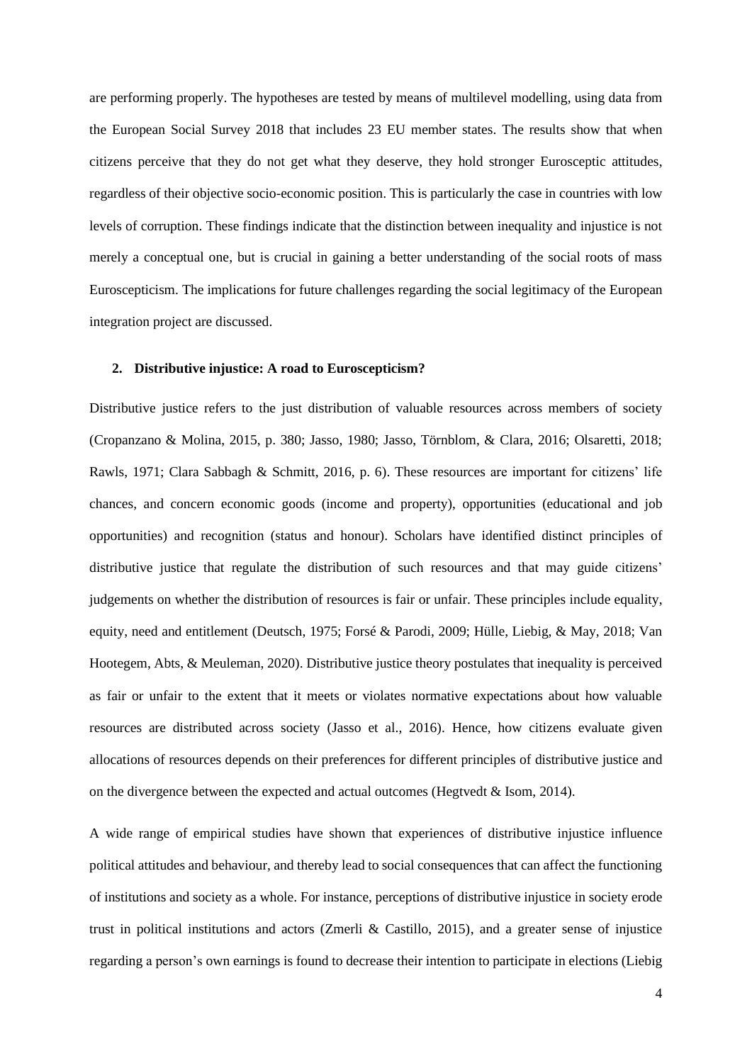are performing properly. The hypotheses are tested by means of multilevel modelling, using data from the European Social Survey 2018 that includes 23 EU member states. The results show that when citizens perceive that they do not get what they deserve, they hold stronger Eurosceptic attitudes, regardless of their objective socio-economic position. This is particularly the case in countries with low levels of corruption. These findings indicate that the distinction between inequality and injustice is not merely a conceptual one, but is crucial in gaining a better understanding of the social roots of mass Euroscepticism. The implications for future challenges regarding the social legitimacy of the European integration project are discussed.

## 2. Distributive injustice: A road to Euroscepticism?

Distributive justice refers to the just distribution of valuable resources across members of society (Cropanzano & Molina, 2015, p. 380; Jasso, 1980; Jasso, Törnblom, & Clara, 2016; Olsaretti, 2018; Rawls, 1971; Clara Sabbagh & Schmitt, 2016, p. 6). These resources are important for citizens' life chances, and concern economic goods (income and property), opportunities (educational and job opportunities) and recognition (status and honour). Scholars have identified distinct principles of distributive justice that regulate the distribution of such resources and that may guide citizens' judgements on whether the distribution of resources is fair or unfair. These principles include equality, equity, need and entitlement (Deutsch, 1975; Forsé & Parodi, 2009; Hülle, Liebig, & May, 2018; Van Hootegem, Abts, & Meuleman, 2020). Distributive justice theory postulates that inequality is perceived as fair or unfair to the extent that it meets or violates normative expectations about how valuable resources are distributed across society (Jasso et al., 2016). Hence, how citizens evaluate given allocations of resources depends on their preferences for different principles of distributive justice and on the divergence between the expected and actual outcomes (Hegtvedt & Isom, 2014).

A wide range of empirical studies have shown that experiences of distributive injustice influence political attitudes and behaviour, and thereby lead to social consequences that can affect the functioning of institutions and society as a whole. For instance, perceptions of distributive injustice in society erode trust in political institutions and actors (Zmerli & Castillo, 2015), and a greater sense of injustice regarding a person's own earnings is found to decrease their intention to participate in elections (Liebig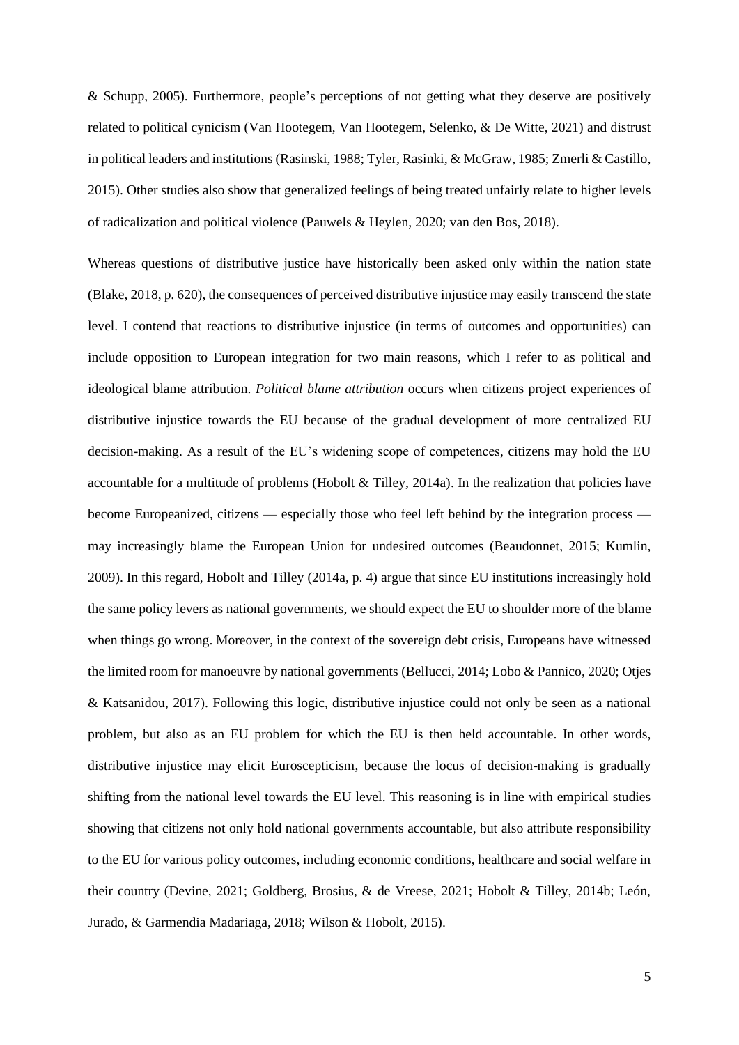& Schupp, 2005). Furthermore, people's perceptions of not getting what they deserve are positively related to political cynicism (Van Hootegem, Van Hootegem, Selenko, & De Witte, 2021) and distrust in political leaders and institutions (Rasinski, 1988; Tyler, Rasinki, & McGraw, 1985; Zmerli & Castillo, 2015). Other studies also show that generalized feelings of being treated unfairly relate to higher levels of radicalization and political violence (Pauwels & Heylen, 2020; van den Bos, 2018).

Whereas questions of distributive justice have historically been asked only within the nation state (Blake, 2018, p. 620), the consequences of perceived distributive injustice may easily transcend the state level. I contend that reactions to distributive injustice (in terms of outcomes and opportunities) can include opposition to European integration for two main reasons, which I refer to as political and ideological blame attribution. *Political blame attribution* occurs when citizens project experiences of distributive injustice towards the EU because of the gradual development of more centralized EU decision-making. As a result of the EU's widening scope of competences, citizens may hold the EU accountable for a multitude of problems (Hobolt & Tilley, 2014a). In the realization that policies have become Europeanized, citizens — especially those who feel left behind by the integration process — may increasingly blame the European Union for undesired outcomes (Beaudonnet, 2015; Kumlin, 2009). In this regard, Hobolt and Tilley (2014a, p. 4) argue that since EU institutions increasingly hold the same policy levers as national governments, we should expect the EU to shoulder more of the blame when things go wrong. Moreover, in the context of the sovereign debt crisis, Europeans have witnessed the limited room for manoeuvre by national governments (Bellucci, 2014; Lobo & Pannico, 2020; Otjes & Katsanidou, 2017). Following this logic, distributive injustice could not only be seen as a national problem, but also as an EU problem for which the EU is then held accountable. In other words, distributive injustice may elicit Euroscepticism, because the locus of decision-making is gradually shifting from the national level towards the EU level. This reasoning is in line with empirical studies showing that citizens not only hold national governments accountable, but also attribute responsibility to the EU for various policy outcomes, including economic conditions, healthcare and social welfare in their country (Devine, 2021; Goldberg, Brosius, & de Vreese, 2021; Hobolt & Tilley, 2014b; León, Jurado, & Garmendia Madariaga, 2018; Wilson & Hobolt, 2015).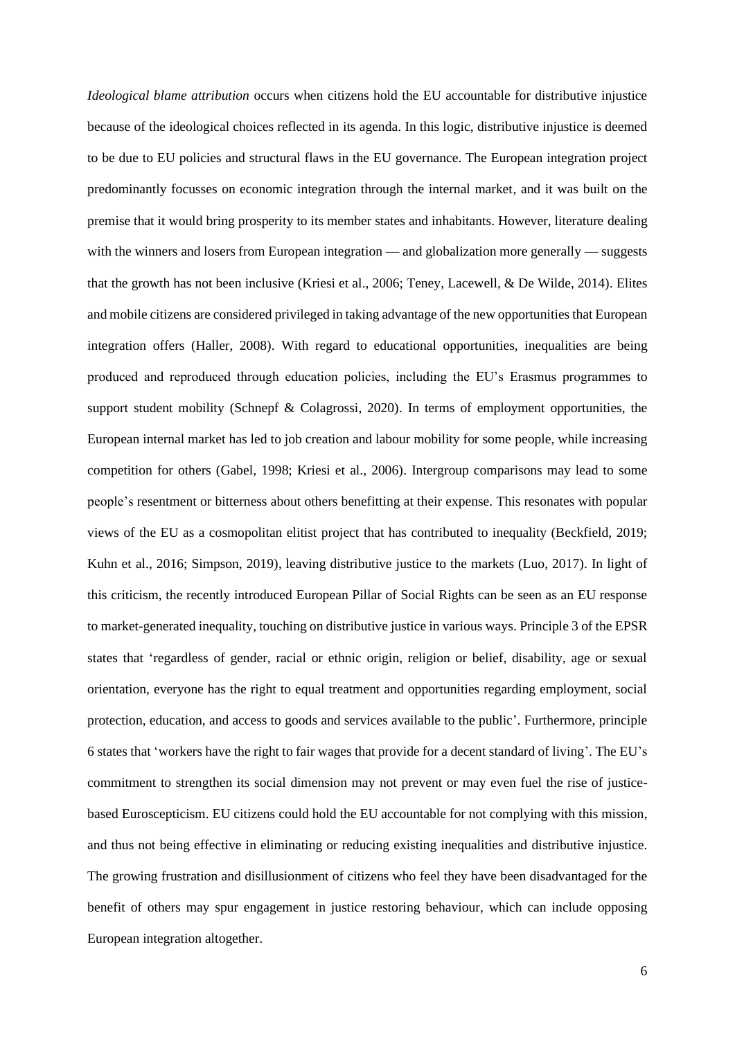*Ideological blame attribution* occurs when citizens hold the EU accountable for distributive injustice because of the ideological choices reflected in its agenda. In this logic, distributive injustice is deemed to be due to EU policies and structural flaws in the EU governance. The European integration project predominantly focusses on economic integration through the internal market, and it was built on the premise that it would bring prosperity to its member states and inhabitants. However, literature dealing with the winners and losers from European integration — and globalization more generally — suggests that the growth has not been inclusive (Kriesi et al., 2006; Teney, Lacewell, & De Wilde, 2014). Elites and mobile citizens are considered privileged in taking advantage of the new opportunities that European integration offers (Haller, 2008). With regard to educational opportunities, inequalities are being produced and reproduced through education policies, including the EU's Erasmus programmes to support student mobility (Schnepf & Colagrossi, 2020). In terms of employment opportunities, the European internal market has led to job creation and labour mobility for some people, while increasing competition for others (Gabel, 1998; Kriesi et al., 2006). Intergroup comparisons may lead to some people's resentment or bitterness about others benefitting at their expense. This resonates with popular views of the EU as a cosmopolitan elitist project that has contributed to inequality (Beckfield, 2019; Kuhn et al., 2016; Simpson, 2019), leaving distributive justice to the markets (Luo, 2017). In light of this criticism, the recently introduced European Pillar of Social Rights can be seen as an EU response to market-generated inequality, touching on distributive justice in various ways. Principle 3 of the EPSR states that 'regardless of gender, racial or ethnic origin, religion or belief, disability, age or sexual orientation, everyone has the right to equal treatment and opportunities regarding employment, social protection, education, and access to goods and services available to the public'. Furthermore, principle 6 states that 'workers have the right to fair wages that provide for a decent standard of living'. The EU's commitment to strengthen its social dimension may not prevent or may even fuel the rise of justice-based Euroscepticism. EU citizens could hold the EU accountable for not complying with this mission, and thus not being effective in eliminating or reducing existing inequalities and distributive injustice. The growing frustration and disillusionment of citizens who feel they have been disadvantaged for the benefit of others may spur engagement in justice restoring behaviour, which can include opposing European integration altogether.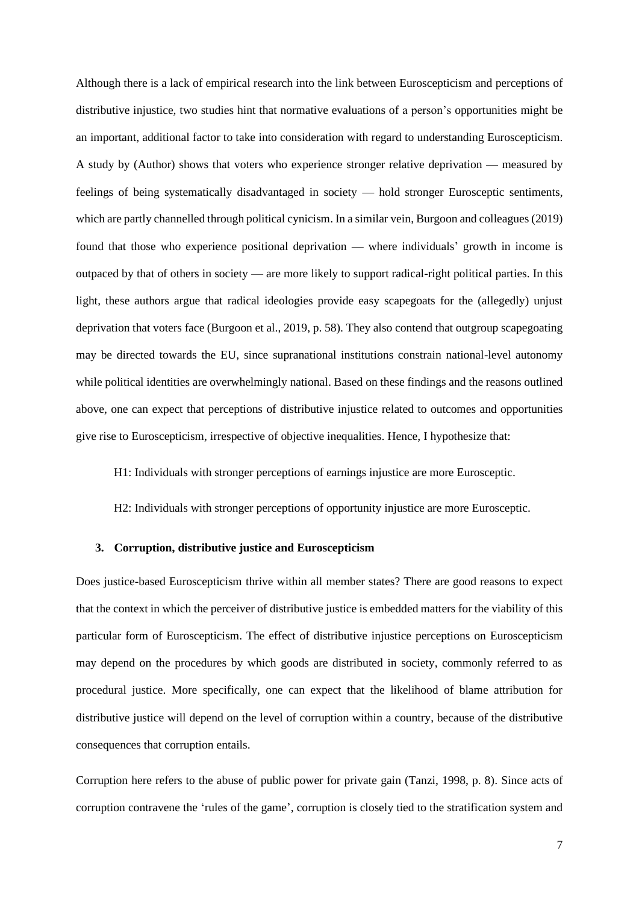Although there is a lack of empirical research into the link between Euroscepticism and perceptions of distributive injustice, two studies hint that normative evaluations of a person's opportunities might be an important, additional factor to take into consideration with regard to understanding Euroscepticism. A study by (Author) shows that voters who experience stronger relative deprivation — measured by feelings of being systematically disadvantaged in society — hold stronger Eurosceptic sentiments, which are partly channelled through political cynicism. In a similar vein, Burgoon and colleagues (2019) found that those who experience positional deprivation — where individuals' growth in income is outpaced by that of others in society — are more likely to support radical-right political parties. In this light, these authors argue that radical ideologies provide easy scapegoats for the (allegedly) unjust deprivation that voters face (Burgoon et al., 2019, p. 58). They also contend that outgroup scapegoating may be directed towards the EU, since supranational institutions constrain national-level autonomy while political identities are overwhelmingly national. Based on these findings and the reasons outlined above, one can expect that perceptions of distributive injustice related to outcomes and opportunities give rise to Euroscepticism, irrespective of objective inequalities. Hence, I hypothesize that:

H1: Individuals with stronger perceptions of earnings injustice are more Eurosceptic.

H2: Individuals with stronger perceptions of opportunity injustice are more Eurosceptic.

## 3. Corruption, distributive justice and Euroscepticism

Does justice-based Euroscepticism thrive within all member states? There are good reasons to expect that the context in which the perceiver of distributive justice is embedded matters for the viability of this particular form of Euroscepticism. The effect of distributive injustice perceptions on Euroscepticism may depend on the procedures by which goods are distributed in society, commonly referred to as procedural justice. More specifically, one can expect that the likelihood of blame attribution for distributive justice will depend on the level of corruption within a country, because of the distributive consequences that corruption entails.

Corruption here refers to the abuse of public power for private gain (Tanzi, 1998, p. 8). Since acts of corruption contravene the 'rules of the game', corruption is closely tied to the stratification system and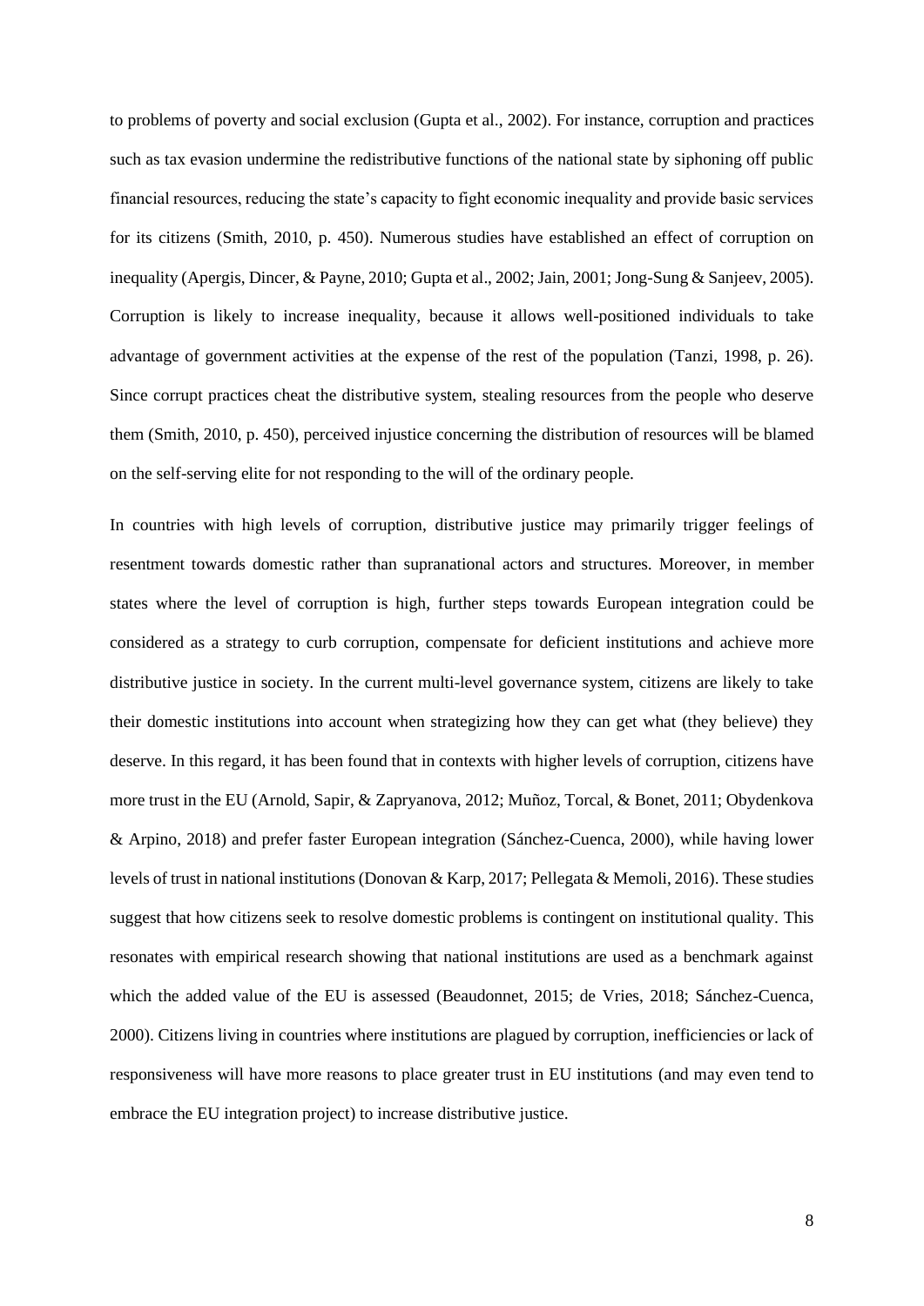to problems of poverty and social exclusion (Gupta et al., 2002). For instance, corruption and practices such as tax evasion undermine the redistributive functions of the national state by siphoning off public financial resources, reducing the state's capacity to fight economic inequality and provide basic services for its citizens (Smith, 2010, p. 450). Numerous studies have established an effect of corruption on inequality (Apergis, Dincer, & Payne, 2010; Gupta et al., 2002; Jain, 2001; Jong-Sung & Sanjeev, 2005). Corruption is likely to increase inequality, because it allows well-positioned individuals to take advantage of government activities at the expense of the rest of the population (Tanzi, 1998, p. 26). Since corrupt practices cheat the distributive system, stealing resources from the people who deserve them (Smith, 2010, p. 450), perceived injustice concerning the distribution of resources will be blamed on the self-serving elite for not responding to the will of the ordinary people.

In countries with high levels of corruption, distributive justice may primarily trigger feelings of resentment towards domestic rather than supranational actors and structures. Moreover, in member states where the level of corruption is high, further steps towards European integration could be considered as a strategy to curb corruption, compensate for deficient institutions and achieve more distributive justice in society. In the current multi-level governance system, citizens are likely to take their domestic institutions into account when strategizing how they can get what (they believe) they deserve. In this regard, it has been found that in contexts with higher levels of corruption, citizens have more trust in the EU (Arnold, Sapir, & Zapryanova, 2012; Muñoz, Torcal, & Bonet, 2011; Obydenkova & Arpino, 2018) and prefer faster European integration (Sánchez-Cuenca, 2000), while having lower levels of trust in national institutions (Donovan & Karp, 2017; Pellegata & Memoli, 2016). These studies suggest that how citizens seek to resolve domestic problems is contingent on institutional quality. This resonates with empirical research showing that national institutions are used as a benchmark against which the added value of the EU is assessed (Beaudonnet, 2015; de Vries, 2018; Sánchez-Cuenca, 2000). Citizens living in countries where institutions are plagued by corruption, inefficiencies or lack of responsiveness will have more reasons to place greater trust in EU institutions (and may even tend to embrace the EU integration project) to increase distributive justice.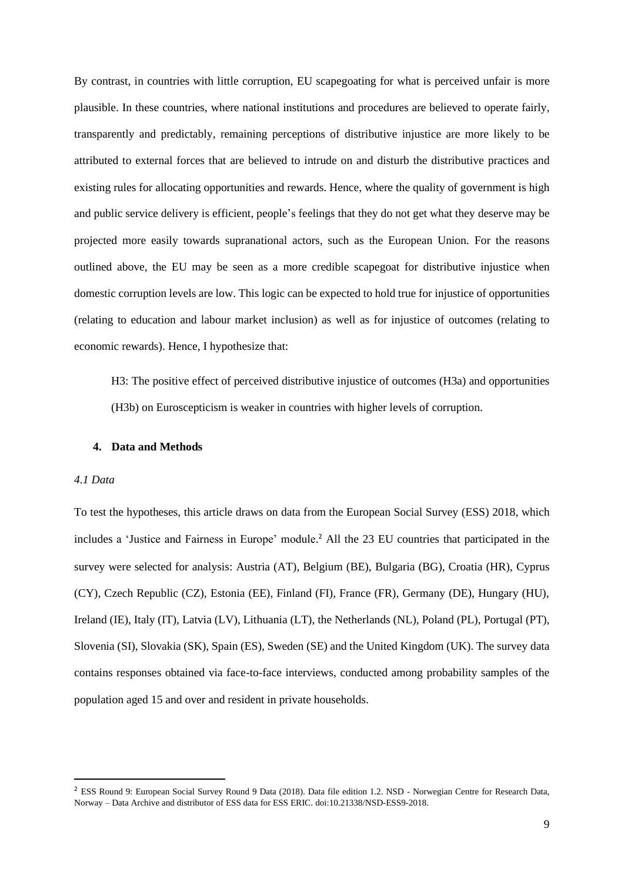By contrast, in countries with little corruption, EU scapegoating for what is perceived unfair is more plausible. In these countries, where national institutions and procedures are believed to operate fairly, transparently and predictably, remaining perceptions of distributive injustice are more likely to be attributed to external forces that are believed to intrude on and disturb the distributive practices and existing rules for allocating opportunities and rewards. Hence, where the quality of government is high and public service delivery is efficient, people's feelings that they do not get what they deserve may be projected more easily towards supranational actors, such as the European Union. For the reasons outlined above, the EU may be seen as a more credible scapegoat for distributive injustice when domestic corruption levels are low. This logic can be expected to hold true for injustice of opportunities (relating to education and labour market inclusion) as well as for injustice of outcomes (relating to economic rewards). Hence, I hypothesize that:

> H3: The positive effect of perceived distributive injustice of outcomes (H3a) and opportunities (H3b) on Euroscepticism is weaker in countries with higher levels of corruption.

## 4. Data and Methods

### *4.1 Data*

To test the hypotheses, this article draws on data from the European Social Survey (ESS) 2018, which includes a 'Justice and Fairness in Europe' module.[2] All the 23 EU countries that participated in the survey were selected for analysis: Austria (AT), Belgium (BE), Bulgaria (BG), Croatia (HR), Cyprus (CY), Czech Republic (CZ), Estonia (EE), Finland (FI), France (FR), Germany (DE), Hungary (HU), Ireland (IE), Italy (IT), Latvia (LV), Lithuania (LT), the Netherlands (NL), Poland (PL), Portugal (PT), Slovenia (SI), Slovakia (SK), Spain (ES), Sweden (SE) and the United Kingdom (UK). The survey data contains responses obtained via face-to-face interviews, conducted among probability samples of the population aged 15 and over and resident in private households.

---

[2] ESS Round 9: European Social Survey Round 9 Data (2018). Data file edition 1.2. NSD - Norwegian Centre for Research Data, Norway – Data Archive and distributor of ESS data for ESS ERIC. doi:10.21338/NSD-ESS9-2018.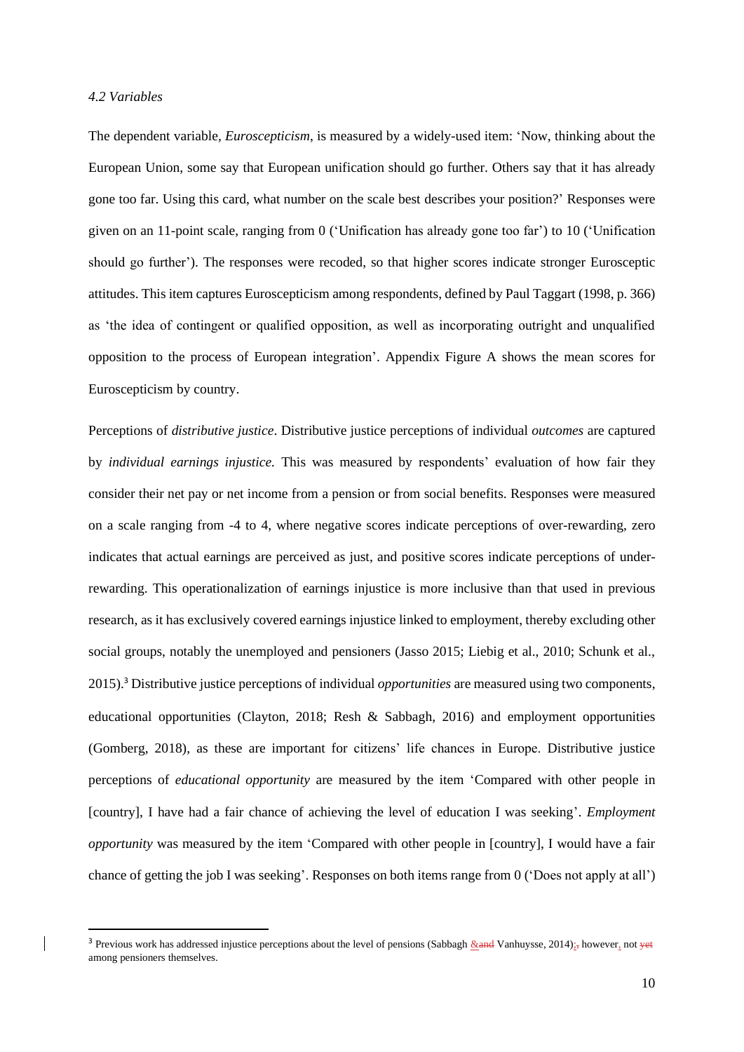*4.2 Variables*

The dependent variable, *Euroscepticism*, is measured by a widely-used item: 'Now, thinking about the European Union, some say that European unification should go further. Others say that it has already gone too far. Using this card, what number on the scale best describes your position?' Responses were given on an 11-point scale, ranging from 0 ('Unification has already gone too far') to 10 ('Unification should go further'). The responses were recoded, so that higher scores indicate stronger Eurosceptic attitudes. This item captures Euroscepticism among respondents, defined by Paul Taggart (1998, p. 366) as 'the idea of contingent or qualified opposition, as well as incorporating outright and unqualified opposition to the process of European integration'. Appendix Figure A shows the mean scores for Euroscepticism by country.

Perceptions of *distributive justice*. Distributive justice perceptions of individual *outcomes* are captured by *individual earnings injustice.* This was measured by respondents' evaluation of how fair they consider their net pay or net income from a pension or from social benefits. Responses were measured on a scale ranging from -4 to 4, where negative scores indicate perceptions of over-rewarding, zero indicates that actual earnings are perceived as just, and positive scores indicate perceptions of under-rewarding. This operationalization of earnings injustice is more inclusive than that used in previous research, as it has exclusively covered earnings injustice linked to employment, thereby excluding other social groups, notably the unemployed and pensioners (Jasso 2015; Liebig et al., 2010; Schunk et al., 2015).[3] Distributive justice perceptions of individual *opportunities* are measured using two components, educational opportunities (Clayton, 2018; Resh & Sabbagh, 2016) and employment opportunities (Gomberg, 2018), as these are important for citizens' life chances in Europe. Distributive justice perceptions of *educational opportunity* are measured by the item 'Compared with other people in [country], I have had a fair chance of achieving the level of education I was seeking'. *Employment opportunity* was measured by the item 'Compared with other people in [country], I would have a fair chance of getting the job I was seeking'. Responses on both items range from 0 ('Does not apply at all')

---

[3] Previous work has addressed injustice perceptions about the level of pensions (Sabbagh & Vanhuysse, 2014); however, not among pensioners themselves.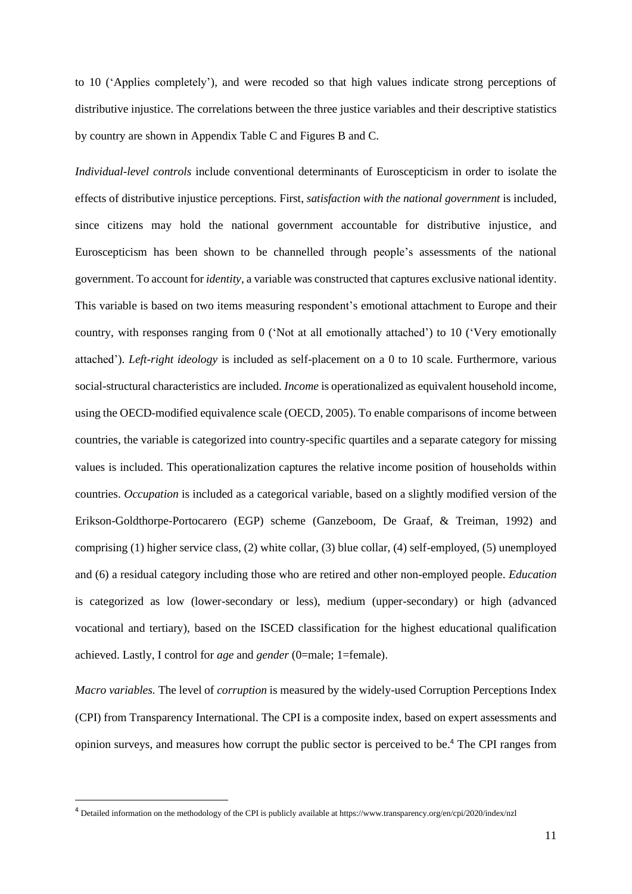to 10 ('Applies completely'), and were recoded so that high values indicate strong perceptions of distributive injustice. The correlations between the three justice variables and their descriptive statistics by country are shown in Appendix Table C and Figures B and C.

*Individual-level controls* include conventional determinants of Euroscepticism in order to isolate the effects of distributive injustice perceptions. First, *satisfaction with the national government* is included, since citizens may hold the national government accountable for distributive injustice, and Euroscepticism has been shown to be channelled through people's assessments of the national government. To account for *identity*, a variable was constructed that captures exclusive national identity. This variable is based on two items measuring respondent's emotional attachment to Europe and their country, with responses ranging from 0 ('Not at all emotionally attached') to 10 ('Very emotionally attached'). *Left-right ideology* is included as self-placement on a 0 to 10 scale. Furthermore, various social-structural characteristics are included. *Income* is operationalized as equivalent household income, using the OECD-modified equivalence scale (OECD, 2005). To enable comparisons of income between countries, the variable is categorized into country-specific quartiles and a separate category for missing values is included. This operationalization captures the relative income position of households within countries. *Occupation* is included as a categorical variable, based on a slightly modified version of the Erikson-Goldthorpe-Portocarero (EGP) scheme (Ganzeboom, De Graaf, & Treiman, 1992) and comprising (1) higher service class, (2) white collar, (3) blue collar, (4) self-employed, (5) unemployed and (6) a residual category including those who are retired and other non-employed people. *Education* is categorized as low (lower-secondary or less), medium (upper-secondary) or high (advanced vocational and tertiary), based on the ISCED classification for the highest educational qualification achieved. Lastly, I control for *age* and *gender* (0=male; 1=female).

*Macro variables.* The level of *corruption* is measured by the widely-used Corruption Perceptions Index (CPI) from Transparency International. The CPI is a composite index, based on expert assessments and opinion surveys, and measures how corrupt the public sector is perceived to be.[4] The CPI ranges from

---

[4] Detailed information on the methodology of the CPI is publicly available at https://www.transparency.org/en/cpi/2020/index/nzl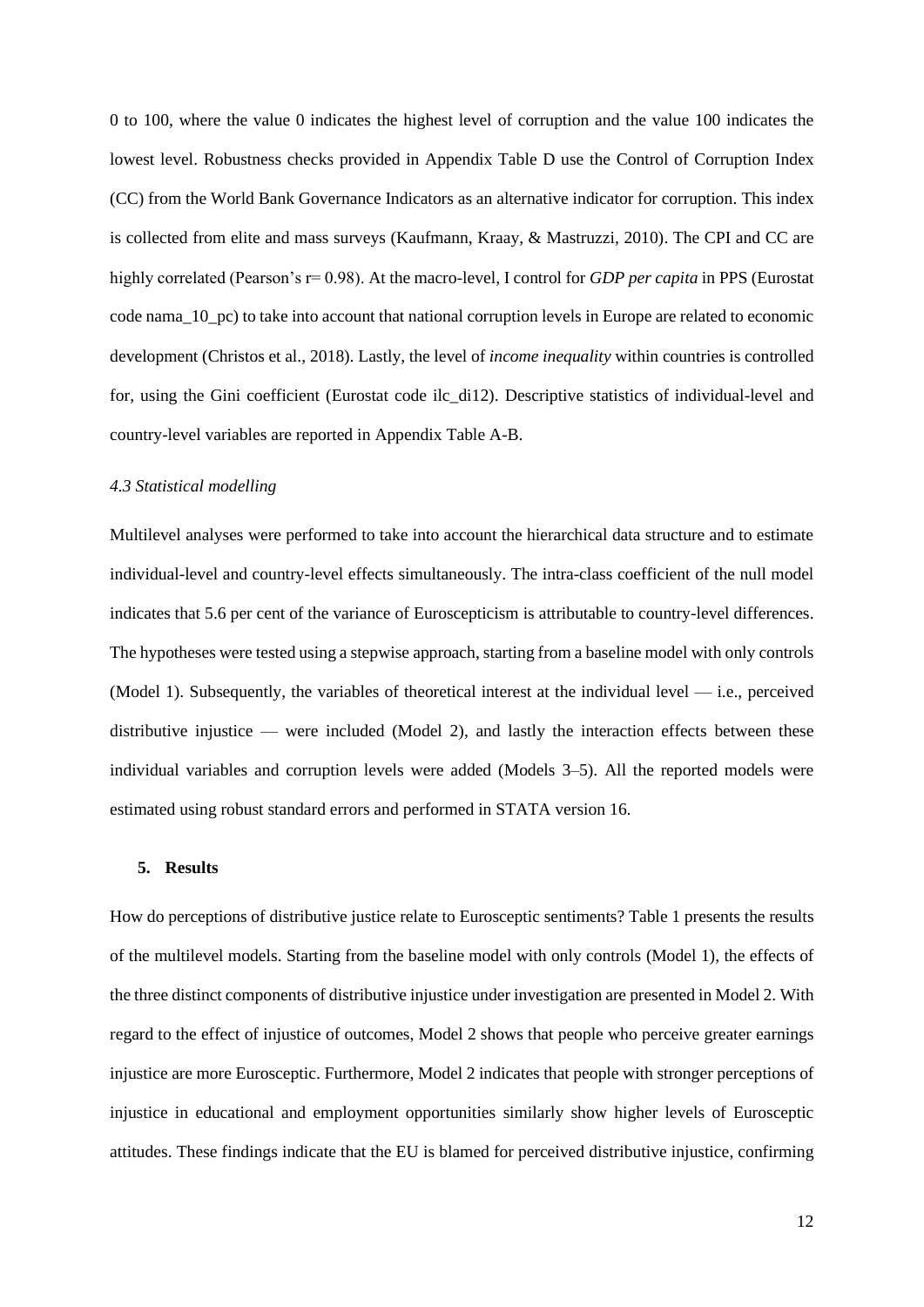0 to 100, where the value 0 indicates the highest level of corruption and the value 100 indicates the lowest level. Robustness checks provided in Appendix Table D use the Control of Corruption Index (CC) from the World Bank Governance Indicators as an alternative indicator for corruption. This index is collected from elite and mass surveys (Kaufmann, Kraay, & Mastruzzi, 2010). The CPI and CC are highly correlated (Pearson's r= 0.98). At the macro-level, I control for *GDP per capita* in PPS (Eurostat code nama_10_pc) to take into account that national corruption levels in Europe are related to economic development (Christos et al., 2018). Lastly, the level of *income inequality* within countries is controlled for, using the Gini coefficient (Eurostat code ilc_di12). Descriptive statistics of individual-level and country-level variables are reported in Appendix Table A-B.

### *4.3 Statistical modelling*

Multilevel analyses were performed to take into account the hierarchical data structure and to estimate individual-level and country-level effects simultaneously. The intra-class coefficient of the null model indicates that 5.6 per cent of the variance of Euroscepticism is attributable to country-level differences. The hypotheses were tested using a stepwise approach, starting from a baseline model with only controls (Model 1). Subsequently, the variables of theoretical interest at the individual level — i.e., perceived distributive injustice — were included (Model 2), and lastly the interaction effects between these individual variables and corruption levels were added (Models 3–5). All the reported models were estimated using robust standard errors and performed in STATA version 16.

## 5. Results

How do perceptions of distributive justice relate to Eurosceptic sentiments? Table 1 presents the results of the multilevel models. Starting from the baseline model with only controls (Model 1), the effects of the three distinct components of distributive injustice under investigation are presented in Model 2. With regard to the effect of injustice of outcomes, Model 2 shows that people who perceive greater earnings injustice are more Eurosceptic. Furthermore, Model 2 indicates that people with stronger perceptions of injustice in educational and employment opportunities similarly show higher levels of Eurosceptic attitudes. These findings indicate that the EU is blamed for perceived distributive injustice, confirming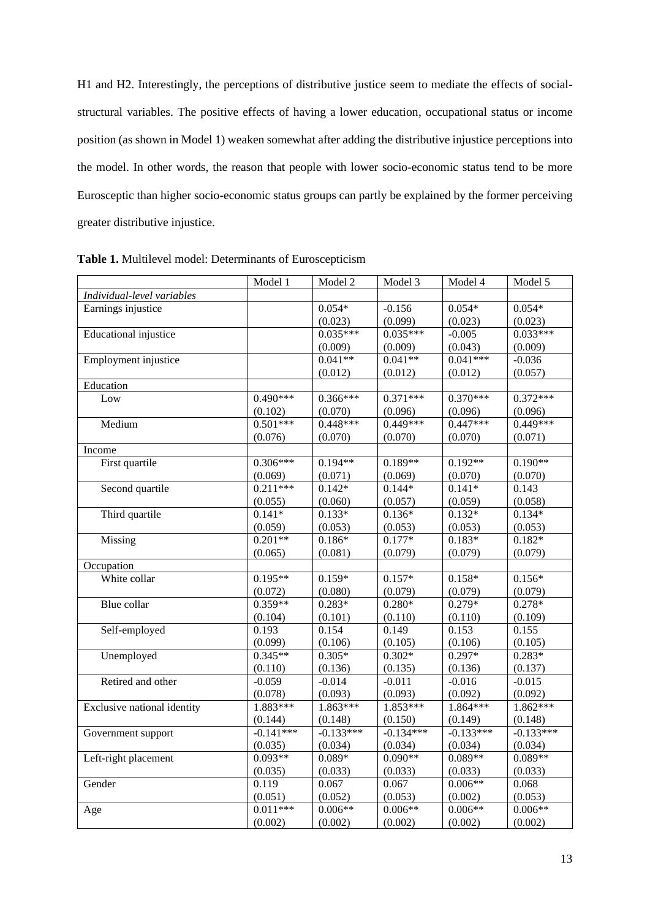H1 and H2. Interestingly, the perceptions of distributive justice seem to mediate the effects of social-structural variables. The positive effects of having a lower education, occupational status or income position (as shown in Model 1) weaken somewhat after adding the distributive injustice perceptions into the model. In other words, the reason that people with lower socio-economic status tend to be more Eurosceptic than higher socio-economic status groups can partly be explained by the former perceiving greater distributive injustice.

**Table 1.** Multilevel model: Determinants of Euroscepticism

| | Model 1 | Model 2 | Model 3 | Model 4 | Model 5 |
|---|---|---|---|---|---|
| *Individual-level variables* | | | | | |
| Earnings injustice | | 0.054* | -0.156 | 0.054* | 0.054* |
| | | (0.023) | (0.099) | (0.023) | (0.023) |
| Educational injustice | | 0.035*** | 0.035*** | -0.005 | 0.033*** |
| | | (0.009) | (0.009) | (0.043) | (0.009) |
| Employment injustice | | 0.041** | 0.041** | 0.041*** | -0.036 |
| | | (0.012) | (0.012) | (0.012) | (0.057) |
| Education | | | | | |
| Low | 0.490*** | 0.366*** | 0.371*** | 0.370*** | 0.372*** |
| | (0.102) | (0.070) | (0.096) | (0.096) | (0.096) |
| Medium | 0.501*** | 0.448*** | 0.449*** | 0.447*** | 0.449*** |
| | (0.076) | (0.070) | (0.070) | (0.070) | (0.071) |
| Income | | | | | |
| First quartile | 0.306*** | 0.194** | 0.189** | 0.192** | 0.190** |
| | (0.069) | (0.071) | (0.069) | (0.070) | (0.070) |
| Second quartile | 0.211*** | 0.142* | 0.144* | 0.141* | 0.143 |
| | (0.055) | (0.060) | (0.057) | (0.059) | (0.058) |
| Third quartile | 0.141* | 0.133* | 0.136* | 0.132* | 0.134* |
| | (0.059) | (0.053) | (0.053) | (0.053) | (0.053) |
| Missing | 0.201** | 0.186* | 0.177* | 0.183* | 0.182* |
| | (0.065) | (0.081) | (0.079) | (0.079) | (0.079) |
| Occupation | | | | | |
| White collar | 0.195** | 0.159* | 0.157* | 0.158* | 0.156* |
| | (0.072) | (0.080) | (0.079) | (0.079) | (0.079) |
| Blue collar | 0.359** | 0.283* | 0.280* | 0.279* | 0.278* |
| | (0.104) | (0.101) | (0.110) | (0.110) | (0.109) |
| Self-employed | 0.193 | 0.154 | 0.149 | 0.153 | 0.155 |
| | (0.099) | (0.106) | (0.105) | (0.106) | (0.105) |
| Unemployed | 0.345** | 0.305* | 0.302* | 0.297* | 0.283* |
| | (0.110) | (0.136) | (0.135) | (0.136) | (0.137) |
| Retired and other | -0.059 | -0.014 | -0.011 | -0.016 | -0.015 |
| | (0.078) | (0.093) | (0.093) | (0.092) | (0.092) |
| Exclusive national identity | 1.883*** | 1.863*** | 1.853*** | 1.864*** | 1.862*** |
| | (0.144) | (0.148) | (0.150) | (0.149) | (0.148) |
| Government support | -0.141*** | -0.133*** | -0.134*** | -0.133*** | -0.133*** |
| | (0.035) | (0.034) | (0.034) | (0.034) | (0.034) |
| Left-right placement | 0.093** | 0.089* | 0.090** | 0.089** | 0.089** |
| | (0.035) | (0.033) | (0.033) | (0.033) | (0.033) |
| Gender | 0.119 | 0.067 | 0.067 | 0.006** | 0.068 |
| | (0.051) | (0.052) | (0.053) | (0.002) | (0.053) |
| Age | 0.011*** | 0.006** | 0.006** | 0.006** | 0.006** |
| | (0.002) | (0.002) | (0.002) | (0.002) | (0.002) |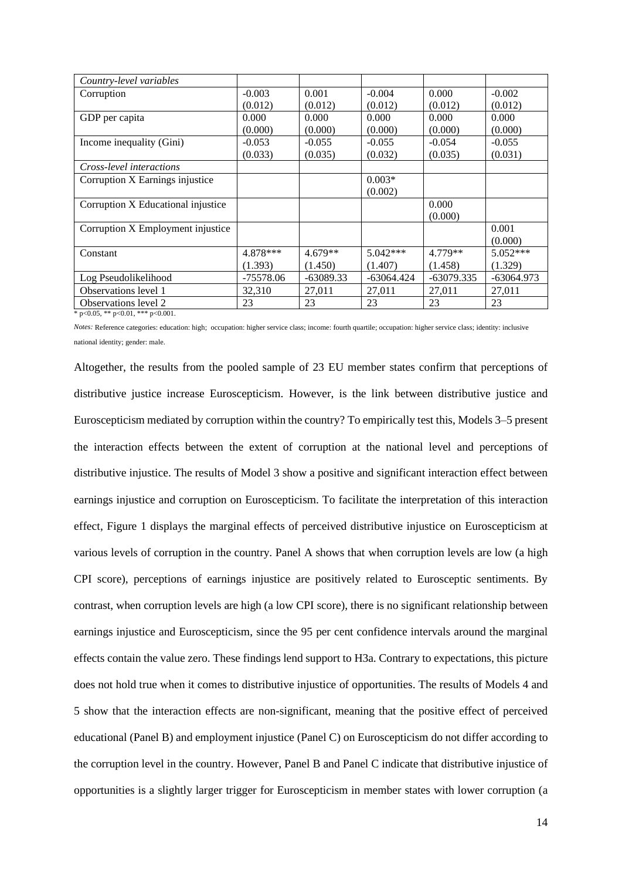| *Country-level variables* | | | | | |
|---|---|---|---|---|---|
| Corruption | -0.003 | 0.001 | -0.004 | 0.000 | -0.002 |
| | (0.012) | (0.012) | (0.012) | (0.012) | (0.012) |
| GDP per capita | 0.000 | 0.000 | 0.000 | 0.000 | 0.000 |
| | (0.000) | (0.000) | (0.000) | (0.000) | (0.000) |
| Income inequality (Gini) | -0.053 | -0.055 | -0.055 | -0.054 | -0.055 |
| | (0.033) | (0.035) | (0.032) | (0.035) | (0.031) |
| *Cross-level interactions* | | | | | |
| Corruption X Earnings injustice | | | 0.003* | | |
| | | | (0.002) | | |
| Corruption X Educational injustice | | | | 0.000 | |
| | | | | (0.000) | |
| Corruption X Employment injustice | | | | | 0.001 |
| | | | | | (0.000) |
| Constant | 4.878*** | 4.679** | 5.042*** | 4.779** | 5.052*** |
| | (1.393) | (1.450) | (1.407) | (1.458) | (1.329) |
| Log Pseudolikelihood | -75578.06 | -63089.33 | -63064.424 | -63079.335 | -63064.973 |
| Observations level 1 | 32,310 | 27,011 | 27,011 | 27,011 | 27,011 |
| Observations level 2 | 23 | 23 | 23 | 23 | 23 |

\* p<0.05, ** p<0.01, *** p<0.001.

*Notes:* Reference categories: education: high; occupation: higher service class; income: fourth quartile; occupation: higher service class; identity: inclusive national identity; gender: male.

Altogether, the results from the pooled sample of 23 EU member states confirm that perceptions of distributive justice increase Euroscepticism. However, is the link between distributive justice and Euroscepticism mediated by corruption within the country? To empirically test this, Models 3–5 present the interaction effects between the extent of corruption at the national level and perceptions of distributive injustice. The results of Model 3 show a positive and significant interaction effect between earnings injustice and corruption on Euroscepticism. To facilitate the interpretation of this interaction effect, Figure 1 displays the marginal effects of perceived distributive injustice on Euroscepticism at various levels of corruption in the country. Panel A shows that when corruption levels are low (a high CPI score), perceptions of earnings injustice are positively related to Eurosceptic sentiments. By contrast, when corruption levels are high (a low CPI score), there is no significant relationship between earnings injustice and Euroscepticism, since the 95 per cent confidence intervals around the marginal effects contain the value zero. These findings lend support to H3a. Contrary to expectations, this picture does not hold true when it comes to distributive injustice of opportunities. The results of Models 4 and 5 show that the interaction effects are non-significant, meaning that the positive effect of perceived educational (Panel B) and employment injustice (Panel C) on Euroscepticism do not differ according to the corruption level in the country. However, Panel B and Panel C indicate that distributive injustice of opportunities is a slightly larger trigger for Euroscepticism in member states with lower corruption (a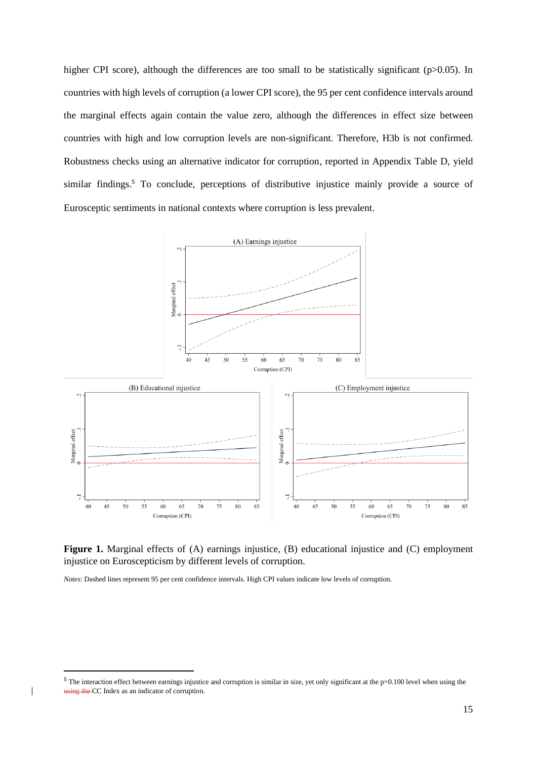higher CPI score), although the differences are too small to be statistically significant ($p>0.05$). In countries with high levels of corruption (a lower CPI score), the 95 per cent confidence intervals around the marginal effects again contain the value zero, although the differences in effect size between countries with high and low corruption levels are non-significant. Therefore, H3b is not confirmed. Robustness checks using an alternative indicator for corruption, reported in Appendix Table D, yield similar findings.[5] To conclude, perceptions of distributive injustice mainly provide a source of Eurosceptic sentiments in national contexts where corruption is less prevalent.

**Figure 1.** Marginal effects of (A) earnings injustice, (B) educational injustice and (C) employment injustice on Euroscepticism by different levels of corruption.

*Notes*: Dashed lines represent 95 per cent confidence intervals. High CPI values indicate low levels of corruption.

[5] The interaction effect between earnings injustice and corruption is similar in size, yet only significant at the $p=0.100$ level when using the ~~using the~~ CC Index as an indicator of corruption.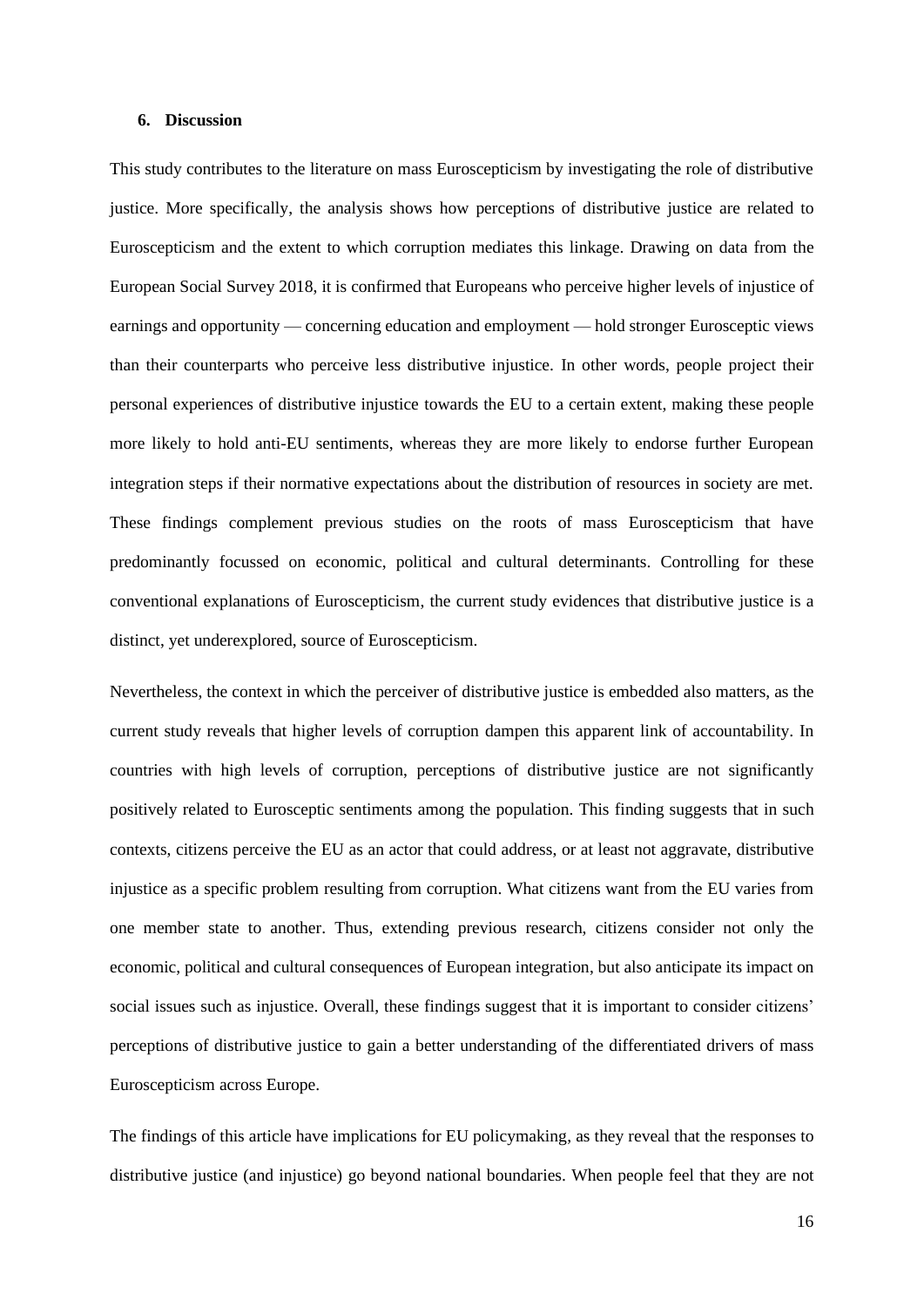## 6. Discussion

This study contributes to the literature on mass Euroscepticism by investigating the role of distributive justice. More specifically, the analysis shows how perceptions of distributive justice are related to Euroscepticism and the extent to which corruption mediates this linkage. Drawing on data from the European Social Survey 2018, it is confirmed that Europeans who perceive higher levels of injustice of earnings and opportunity — concerning education and employment — hold stronger Eurosceptic views than their counterparts who perceive less distributive injustice. In other words, people project their personal experiences of distributive injustice towards the EU to a certain extent, making these people more likely to hold anti-EU sentiments, whereas they are more likely to endorse further European integration steps if their normative expectations about the distribution of resources in society are met. These findings complement previous studies on the roots of mass Euroscepticism that have predominantly focussed on economic, political and cultural determinants. Controlling for these conventional explanations of Euroscepticism, the current study evidences that distributive justice is a distinct, yet underexplored, source of Euroscepticism.

Nevertheless, the context in which the perceiver of distributive justice is embedded also matters, as the current study reveals that higher levels of corruption dampen this apparent link of accountability. In countries with high levels of corruption, perceptions of distributive justice are not significantly positively related to Eurosceptic sentiments among the population. This finding suggests that in such contexts, citizens perceive the EU as an actor that could address, or at least not aggravate, distributive injustice as a specific problem resulting from corruption. What citizens want from the EU varies from one member state to another. Thus, extending previous research, citizens consider not only the economic, political and cultural consequences of European integration, but also anticipate its impact on social issues such as injustice. Overall, these findings suggest that it is important to consider citizens' perceptions of distributive justice to gain a better understanding of the differentiated drivers of mass Euroscepticism across Europe.

The findings of this article have implications for EU policymaking, as they reveal that the responses to distributive justice (and injustice) go beyond national boundaries. When people feel that they are not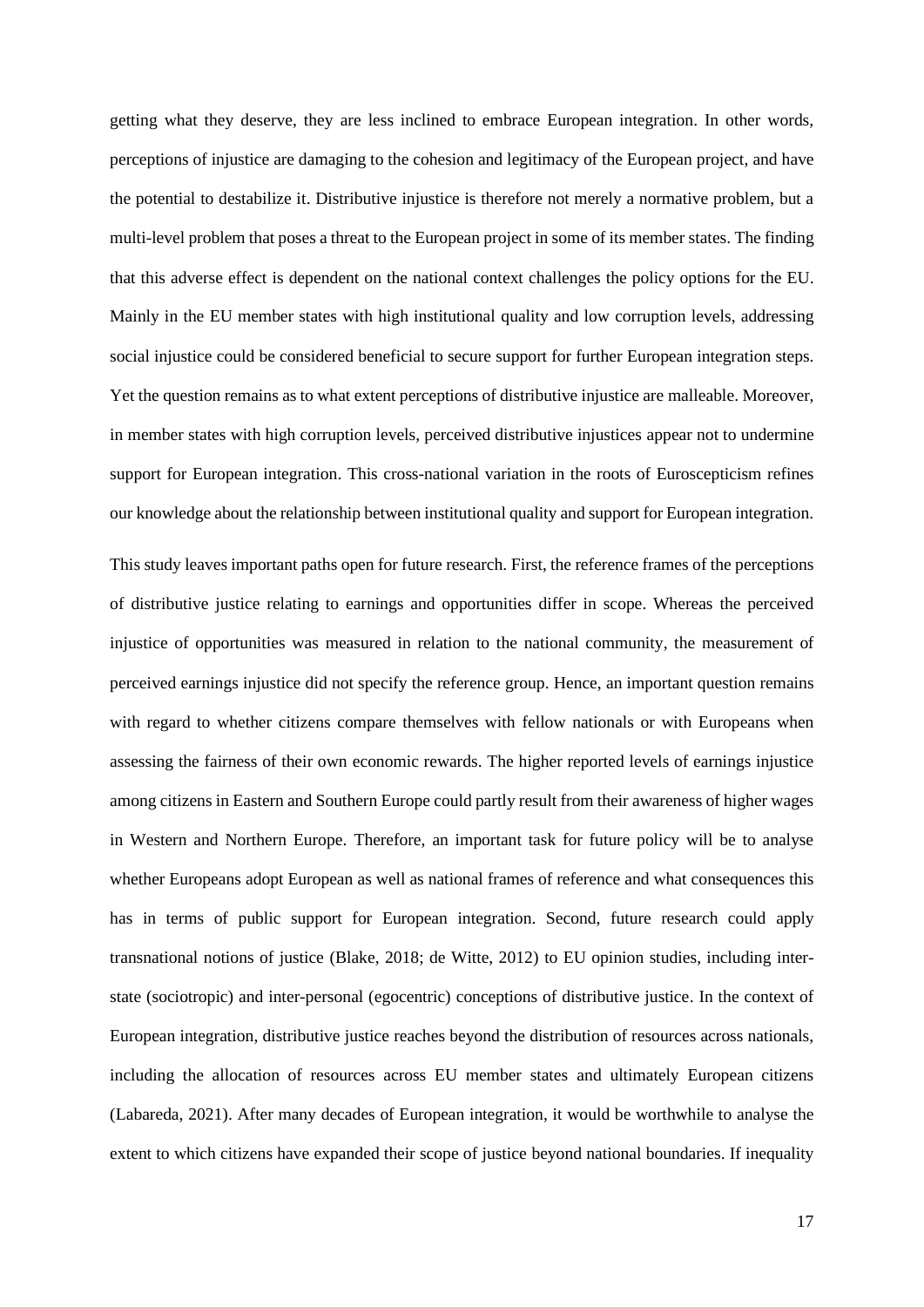getting what they deserve, they are less inclined to embrace European integration. In other words, perceptions of injustice are damaging to the cohesion and legitimacy of the European project, and have the potential to destabilize it. Distributive injustice is therefore not merely a normative problem, but a multi-level problem that poses a threat to the European project in some of its member states. The finding that this adverse effect is dependent on the national context challenges the policy options for the EU. Mainly in the EU member states with high institutional quality and low corruption levels, addressing social injustice could be considered beneficial to secure support for further European integration steps. Yet the question remains as to what extent perceptions of distributive injustice are malleable. Moreover, in member states with high corruption levels, perceived distributive injustices appear not to undermine support for European integration. This cross-national variation in the roots of Euroscepticism refines our knowledge about the relationship between institutional quality and support for European integration.

This study leaves important paths open for future research. First, the reference frames of the perceptions of distributive justice relating to earnings and opportunities differ in scope. Whereas the perceived injustice of opportunities was measured in relation to the national community, the measurement of perceived earnings injustice did not specify the reference group. Hence, an important question remains with regard to whether citizens compare themselves with fellow nationals or with Europeans when assessing the fairness of their own economic rewards. The higher reported levels of earnings injustice among citizens in Eastern and Southern Europe could partly result from their awareness of higher wages in Western and Northern Europe. Therefore, an important task for future policy will be to analyse whether Europeans adopt European as well as national frames of reference and what consequences this has in terms of public support for European integration. Second, future research could apply transnational notions of justice (Blake, 2018; de Witte, 2012) to EU opinion studies, including inter-state (sociotropic) and inter-personal (egocentric) conceptions of distributive justice. In the context of European integration, distributive justice reaches beyond the distribution of resources across nationals, including the allocation of resources across EU member states and ultimately European citizens (Labareda, 2021). After many decades of European integration, it would be worthwhile to analyse the extent to which citizens have expanded their scope of justice beyond national boundaries. If inequality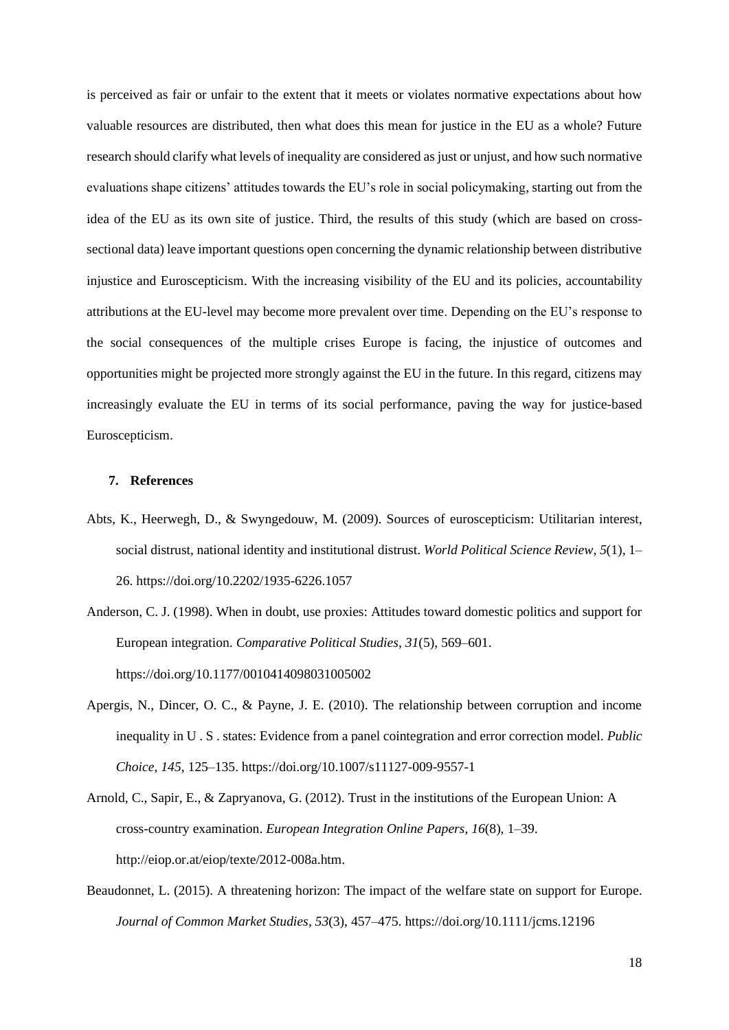is perceived as fair or unfair to the extent that it meets or violates normative expectations about how valuable resources are distributed, then what does this mean for justice in the EU as a whole? Future research should clarify what levels of inequality are considered as just or unjust, and how such normative evaluations shape citizens' attitudes towards the EU's role in social policymaking, starting out from the idea of the EU as its own site of justice. Third, the results of this study (which are based on cross-sectional data) leave important questions open concerning the dynamic relationship between distributive injustice and Euroscepticism. With the increasing visibility of the EU and its policies, accountability attributions at the EU-level may become more prevalent over time. Depending on the EU's response to the social consequences of the multiple crises Europe is facing, the injustice of outcomes and opportunities might be projected more strongly against the EU in the future. In this regard, citizens may increasingly evaluate the EU in terms of its social performance, paving the way for justice-based Euroscepticism.

## 7. References

Abts, K., Heerwegh, D., & Swyngedouw, M. (2009). Sources of euroscepticism: Utilitarian interest, social distrust, national identity and institutional distrust. *World Political Science Review*, *5*(1), 1–26. https://doi.org/10.2202/1935-6226.1057

Anderson, C. J. (1998). When in doubt, use proxies: Attitudes toward domestic politics and support for European integration. *Comparative Political Studies*, *31*(5), 569–601. https://doi.org/10.1177/0010414098031005002

Apergis, N., Dincer, O. C., & Payne, J. E. (2010). The relationship between corruption and income inequality in U . S . states: Evidence from a panel cointegration and error correction model. *Public Choice*, *145*, 125–135. https://doi.org/10.1007/s11127-009-9557-1

Arnold, C., Sapir, E., & Zapryanova, G. (2012). Trust in the institutions of the European Union: A cross-country examination. *European Integration Online Papers*, *16*(8), 1–39. http://eiop.or.at/eiop/texte/2012-008a.htm.

Beaudonnet, L. (2015). A threatening horizon: The impact of the welfare state on support for Europe. *Journal of Common Market Studies*, *53*(3), 457–475. https://doi.org/10.1111/jcms.12196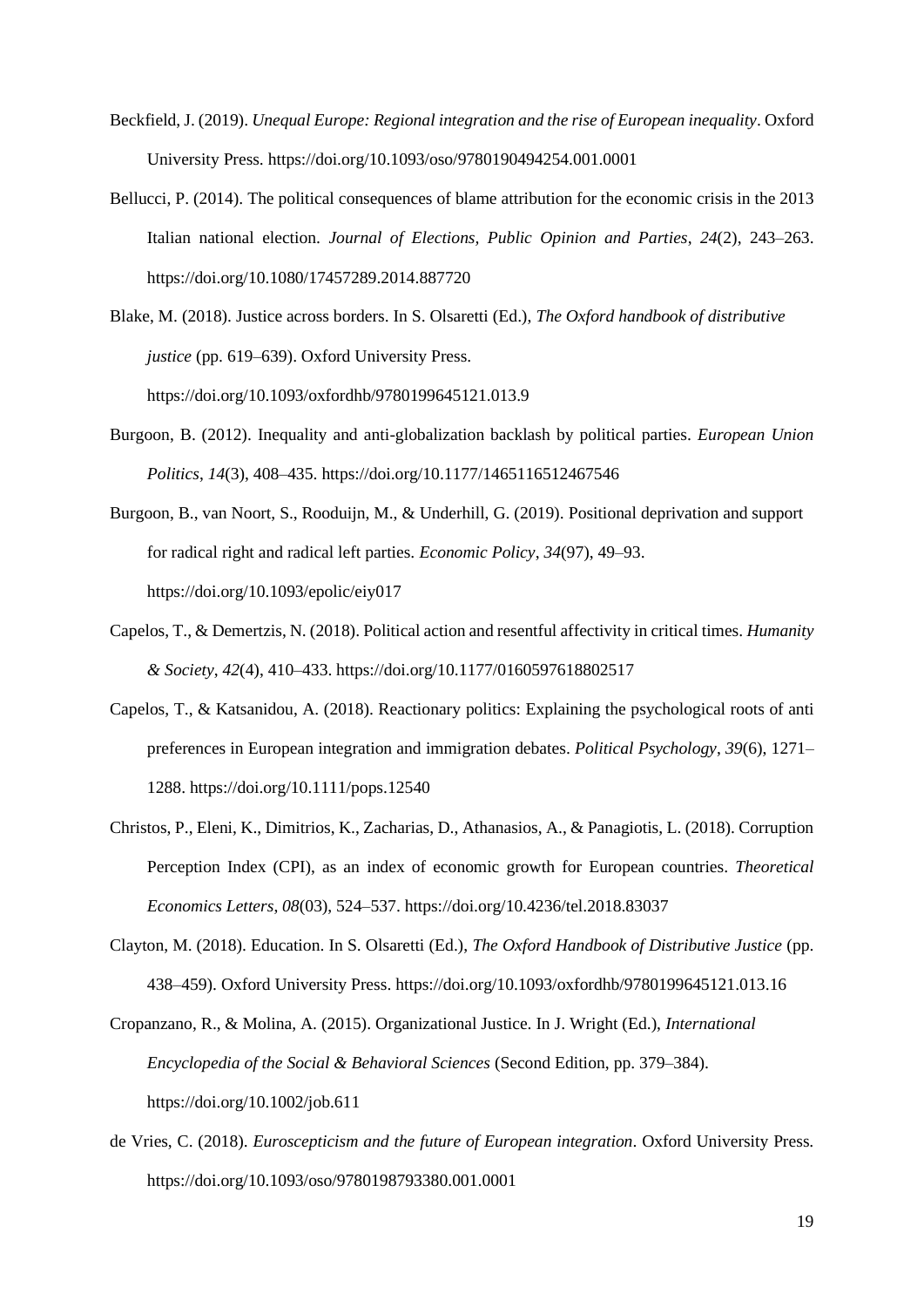Beckfield, J. (2019). *Unequal Europe: Regional integration and the rise of European inequality*. Oxford University Press. https://doi.org/10.1093/oso/9780190494254.001.0001

Bellucci, P. (2014). The political consequences of blame attribution for the economic crisis in the 2013 Italian national election. *Journal of Elections, Public Opinion and Parties*, *24*(2), 243–263. https://doi.org/10.1080/17457289.2014.887720

Blake, M. (2018). Justice across borders. In S. Olsaretti (Ed.), *The Oxford handbook of distributive justice* (pp. 619–639). Oxford University Press. https://doi.org/10.1093/oxfordhb/9780199645121.013.9

Burgoon, B. (2012). Inequality and anti-globalization backlash by political parties. *European Union Politics*, *14*(3), 408–435. https://doi.org/10.1177/1465116512467546

Burgoon, B., van Noort, S., Rooduijn, M., & Underhill, G. (2019). Positional deprivation and support for radical right and radical left parties. *Economic Policy*, *34*(97), 49–93. https://doi.org/10.1093/epolic/eiy017

Capelos, T., & Demertzis, N. (2018). Political action and resentful affectivity in critical times. *Humanity & Society*, *42*(4), 410–433. https://doi.org/10.1177/0160597618802517

Capelos, T., & Katsanidou, A. (2018). Reactionary politics: Explaining the psychological roots of anti preferences in European integration and immigration debates. *Political Psychology*, *39*(6), 1271–1288. https://doi.org/10.1111/pops.12540

Christos, P., Eleni, K., Dimitrios, K., Zacharias, D., Athanasios, A., & Panagiotis, L. (2018). Corruption Perception Index (CPI), as an index of economic growth for European countries. *Theoretical Economics Letters*, *08*(03), 524–537. https://doi.org/10.4236/tel.2018.83037

Clayton, M. (2018). Education. In S. Olsaretti (Ed.), *The Oxford Handbook of Distributive Justice* (pp. 438–459). Oxford University Press. https://doi.org/10.1093/oxfordhb/9780199645121.013.16

Cropanzano, R., & Molina, A. (2015). Organizational Justice. In J. Wright (Ed.), *International Encyclopedia of the Social & Behavioral Sciences* (Second Edition, pp. 379–384). https://doi.org/10.1002/job.611

de Vries, C. (2018). *Euroscepticism and the future of European integration*. Oxford University Press. https://doi.org/10.1093/oso/9780198793380.001.0001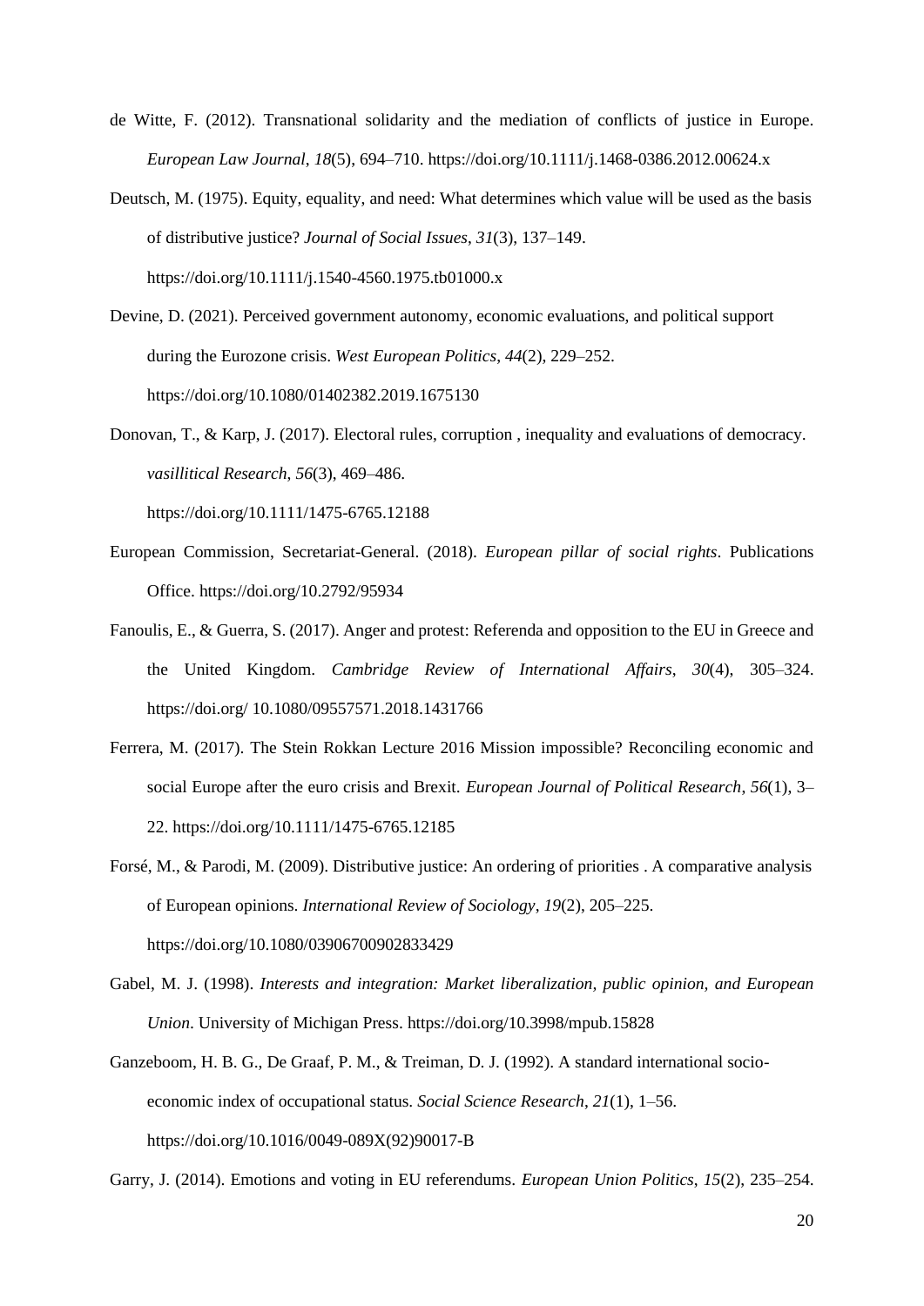de Witte, F. (2012). Transnational solidarity and the mediation of conflicts of justice in Europe. *European Law Journal*, *18*(5), 694–710. https://doi.org/10.1111/j.1468-0386.2012.00624.x

Deutsch, M. (1975). Equity, equality, and need: What determines which value will be used as the basis of distributive justice? *Journal of Social Issues*, *31*(3), 137–149. https://doi.org/10.1111/j.1540-4560.1975.tb01000.x

Devine, D. (2021). Perceived government autonomy, economic evaluations, and political support during the Eurozone crisis. *West European Politics*, *44*(2), 229–252. https://doi.org/10.1080/01402382.2019.1675130

Donovan, T., & Karp, J. (2017). Electoral rules, corruption , inequality and evaluations of democracy. *vasillitical Research*, *56*(3), 469–486. https://doi.org/10.1111/1475-6765.12188

European Commission, Secretariat-General. (2018). *European pillar of social rights*. Publications Office. https://doi.org/10.2792/95934

Fanoulis, E., & Guerra, S. (2017). Anger and protest: Referenda and opposition to the EU in Greece and the United Kingdom. *Cambridge Review of International Affairs*, *30*(4), 305–324. https://doi.org/ 10.1080/09557571.2018.1431766

Ferrera, M. (2017). The Stein Rokkan Lecture 2016 Mission impossible? Reconciling economic and social Europe after the euro crisis and Brexit. *European Journal of Political Research*, *56*(1), 3–22. https://doi.org/10.1111/1475-6765.12185

Forsé, M., & Parodi, M. (2009). Distributive justice: An ordering of priorities . A comparative analysis of European opinions. *International Review of Sociology*, *19*(2), 205–225. https://doi.org/10.1080/03906700902833429

Gabel, M. J. (1998). *Interests and integration: Market liberalization, public opinion, and European Union*. University of Michigan Press. https://doi.org/10.3998/mpub.15828

Ganzeboom, H. B. G., De Graaf, P. M., & Treiman, D. J. (1992). A standard international socio-economic index of occupational status. *Social Science Research*, *21*(1), 1–56. https://doi.org/10.1016/0049-089X(92)90017-B

Garry, J. (2014). Emotions and voting in EU referendums. *European Union Politics*, *15*(2), 235–254.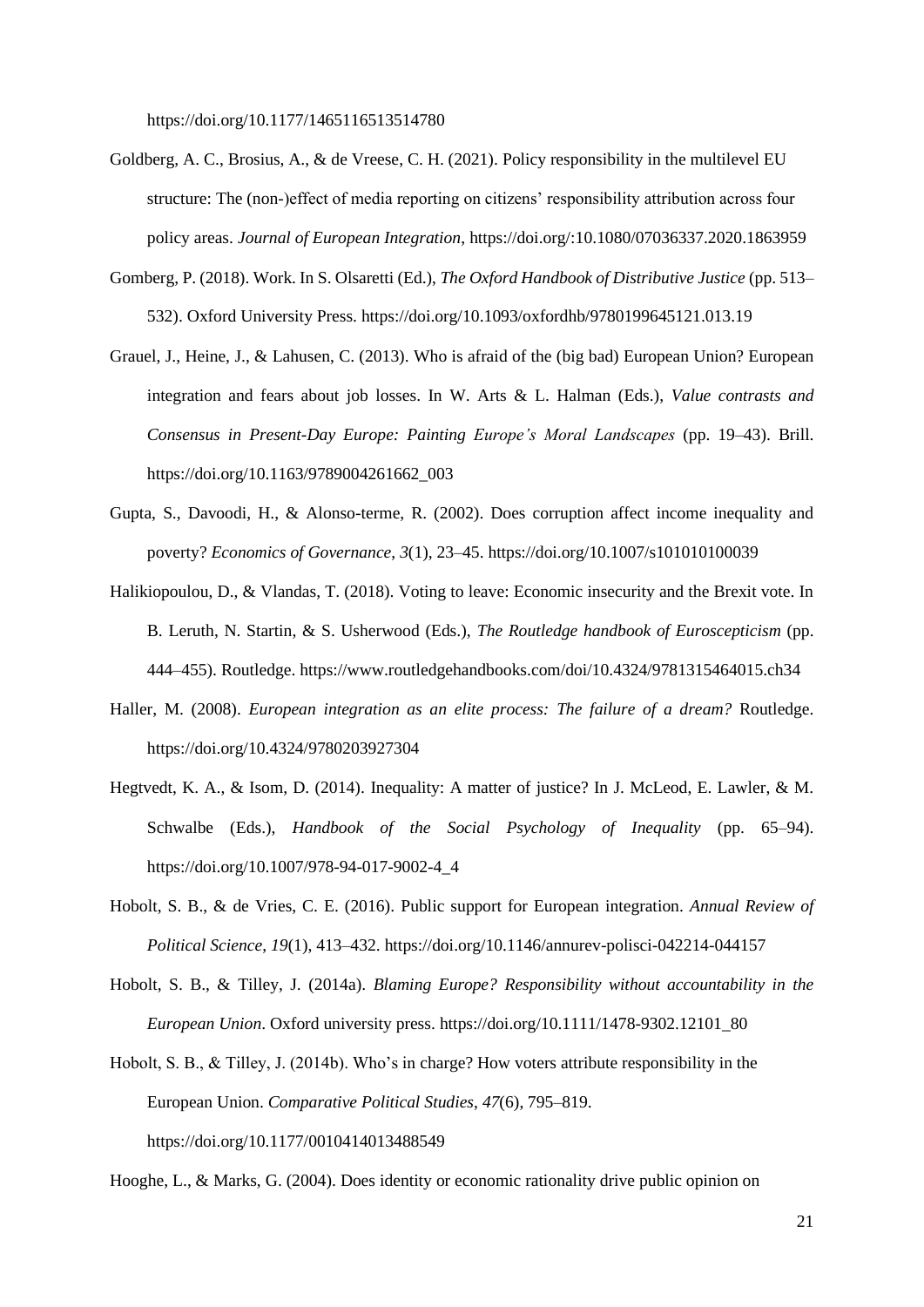https://doi.org/10.1177/1465116513514780

Goldberg, A. C., Brosius, A., & de Vreese, C. H. (2021). Policy responsibility in the multilevel EU structure: The (non-)effect of media reporting on citizens' responsibility attribution across four policy areas. *Journal of European Integration*, https://doi.org/:10.1080/07036337.2020.1863959

Gomberg, P. (2018). Work. In S. Olsaretti (Ed.), *The Oxford Handbook of Distributive Justice* (pp. 513–532). Oxford University Press. https://doi.org/10.1093/oxfordhb/9780199645121.013.19

Grauel, J., Heine, J., & Lahusen, C. (2013). Who is afraid of the (big bad) European Union? European integration and fears about job losses. In W. Arts & L. Halman (Eds.), *Value contrasts and Consensus in Present-Day Europe: Painting Europe's Moral Landscapes* (pp. 19–43). Brill. https://doi.org/10.1163/9789004261662_003

Gupta, S., Davoodi, H., & Alonso-terme, R. (2002). Does corruption affect income inequality and poverty? *Economics of Governance*, *3*(1), 23–45. https://doi.org/10.1007/s101010100039

Halikiopoulou, D., & Vlandas, T. (2018). Voting to leave: Economic insecurity and the Brexit vote. In B. Leruth, N. Startin, & S. Usherwood (Eds.), *The Routledge handbook of Euroscepticism* (pp. 444–455). Routledge. https://www.routledgehandbooks.com/doi/10.4324/9781315464015.ch34

Haller, M. (2008). *European integration as an elite process: The failure of a dream?* Routledge. https://doi.org/10.4324/9780203927304

Hegtvedt, K. A., & Isom, D. (2014). Inequality: A matter of justice? In J. McLeod, E. Lawler, & M. Schwalbe (Eds.), *Handbook of the Social Psychology of Inequality* (pp. 65–94). https://doi.org/10.1007/978-94-017-9002-4_4

Hobolt, S. B., & de Vries, C. E. (2016). Public support for European integration. *Annual Review of Political Science*, *19*(1), 413–432. https://doi.org/10.1146/annurev-polisci-042214-044157

Hobolt, S. B., & Tilley, J. (2014a). *Blaming Europe? Responsibility without accountability in the European Union*. Oxford university press. https://doi.org/10.1111/1478-9302.12101_80

Hobolt, S. B., & Tilley, J. (2014b). Who's in charge? How voters attribute responsibility in the European Union. *Comparative Political Studies*, *47*(6), 795–819. https://doi.org/10.1177/0010414013488549

Hooghe, L., & Marks, G. (2004). Does identity or economic rationality drive public opinion on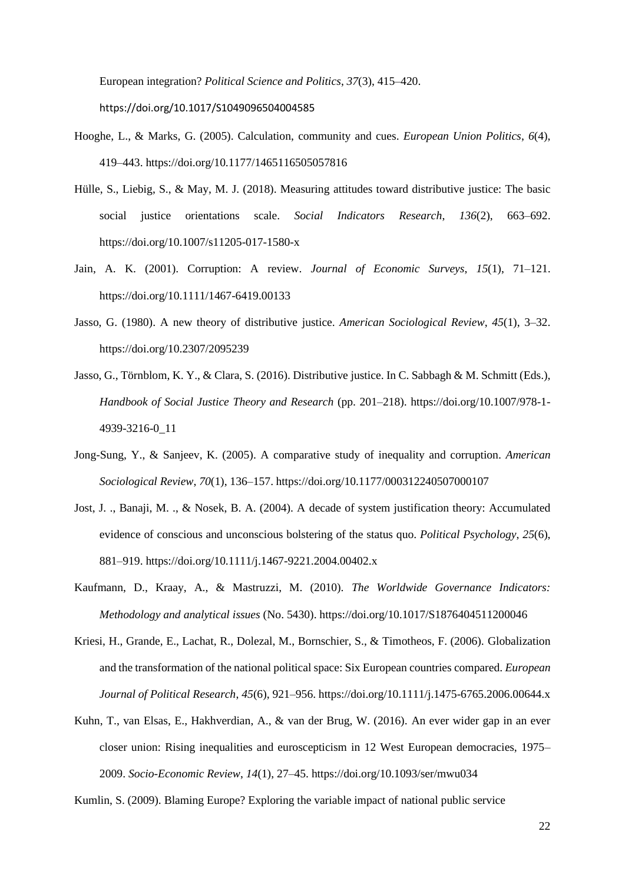European integration? *Political Science and Politics*, *37*(3), 415–420. https://doi.org/10.1017/S1049096504004585

Hooghe, L., & Marks, G. (2005). Calculation, community and cues. *European Union Politics*, *6*(4), 419–443. https://doi.org/10.1177/1465116505057816

Hülle, S., Liebig, S., & May, M. J. (2018). Measuring attitudes toward distributive justice: The basic social justice orientations scale. *Social Indicators Research*, *136*(2), 663–692. https://doi.org/10.1007/s11205-017-1580-x

Jain, A. K. (2001). Corruption: A review. *Journal of Economic Surveys*, *15*(1), 71–121. https://doi.org/10.1111/1467-6419.00133

Jasso, G. (1980). A new theory of distributive justice. *American Sociological Review*, *45*(1), 3–32. https://doi.org/10.2307/2095239

Jasso, G., Törnblom, K. Y., & Clara, S. (2016). Distributive justice. In C. Sabbagh & M. Schmitt (Eds.), *Handbook of Social Justice Theory and Research* (pp. 201–218). https://doi.org/10.1007/978-1-4939-3216-0_11

Jong-Sung, Y., & Sanjeev, K. (2005). A comparative study of inequality and corruption. *American Sociological Review*, *70*(1), 136–157. https://doi.org/10.1177/000312240507000107

Jost, J. ., Banaji, M. ., & Nosek, B. A. (2004). A decade of system justification theory: Accumulated evidence of conscious and unconscious bolstering of the status quo. *Political Psychology*, *25*(6), 881–919. https://doi.org/10.1111/j.1467-9221.2004.00402.x

Kaufmann, D., Kraay, A., & Mastruzzi, M. (2010). *The Worldwide Governance Indicators: Methodology and analytical issues* (No. 5430). https://doi.org/10.1017/S1876404511200046

Kriesi, H., Grande, E., Lachat, R., Dolezal, M., Bornschier, S., & Timotheos, F. (2006). Globalization and the transformation of the national political space: Six European countries compared. *European Journal of Political Research*, *45*(6), 921–956. https://doi.org/10.1111/j.1475-6765.2006.00644.x

Kuhn, T., van Elsas, E., Hakhverdian, A., & van der Brug, W. (2016). An ever wider gap in an ever closer union: Rising inequalities and euroscepticism in 12 West European democracies, 1975–2009. *Socio-Economic Review*, *14*(1), 27–45. https://doi.org/10.1093/ser/mwu034

Kumlin, S. (2009). Blaming Europe? Exploring the variable impact of national public service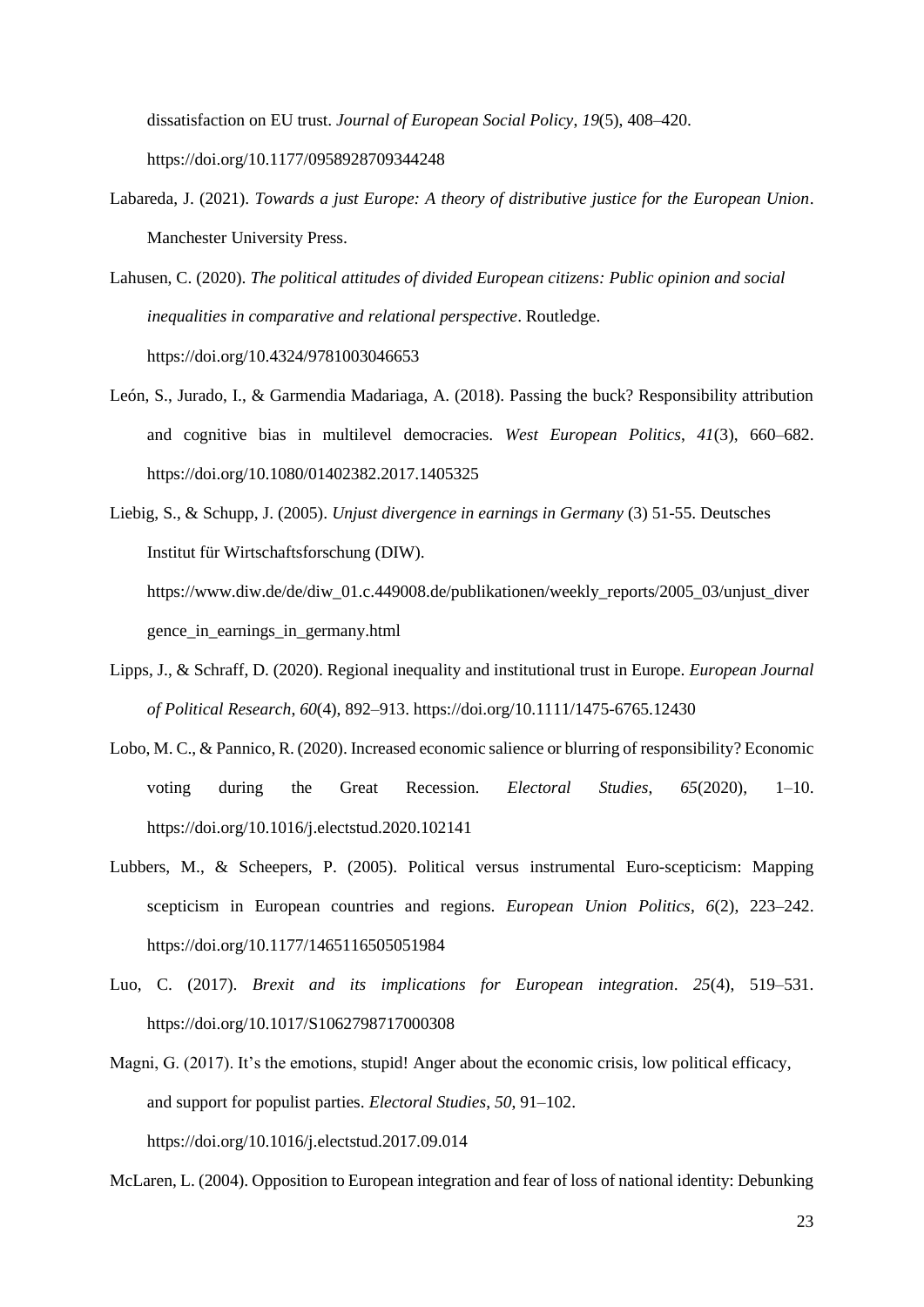dissatisfaction on EU trust. *Journal of European Social Policy*, *19*(5), 408–420. https://doi.org/10.1177/0958928709344248

Labareda, J. (2021). *Towards a just Europe: A theory of distributive justice for the European Union*. Manchester University Press.

Lahusen, C. (2020). *The political attitudes of divided European citizens: Public opinion and social inequalities in comparative and relational perspective*. Routledge. https://doi.org/10.4324/9781003046653

León, S., Jurado, I., & Garmendia Madariaga, A. (2018). Passing the buck? Responsibility attribution and cognitive bias in multilevel democracies. *West European Politics*, *41*(3), 660–682. https://doi.org/10.1080/01402382.2017.1405325

Liebig, S., & Schupp, J. (2005). *Unjust divergence in earnings in Germany* (3) 51-55. Deutsches Institut für Wirtschaftsforschung (DIW). https://www.diw.de/de/diw_01.c.449008.de/publikationen/weekly_reports/2005_03/unjust_divergence_in_earnings_in_germany.html

Lipps, J., & Schraff, D. (2020). Regional inequality and institutional trust in Europe. *European Journal of Political Research*, *60*(4), 892–913. https://doi.org/10.1111/1475-6765.12430

Lobo, M. C., & Pannico, R. (2020). Increased economic salience or blurring of responsibility? Economic voting during the Great Recession. *Electoral Studies*, *65*(2020), 1–10. https://doi.org/10.1016/j.electstud.2020.102141

Lubbers, M., & Scheepers, P. (2005). Political versus instrumental Euro-scepticism: Mapping scepticism in European countries and regions. *European Union Politics*, *6*(2), 223–242. https://doi.org/10.1177/1465116505051984

Luo, C. (2017). *Brexit and its implications for European integration*. *25*(4), 519–531. https://doi.org/10.1017/S1062798717000308

Magni, G. (2017). It's the emotions, stupid! Anger about the economic crisis, low political efficacy, and support for populist parties. *Electoral Studies*, *50*, 91–102. https://doi.org/10.1016/j.electstud.2017.09.014

McLaren, L. (2004). Opposition to European integration and fear of loss of national identity: Debunking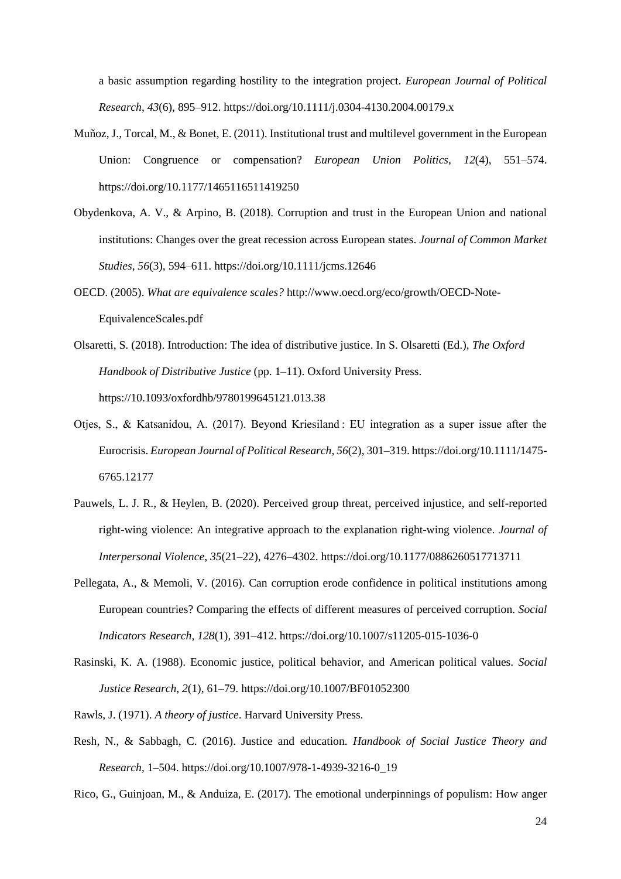a basic assumption regarding hostility to the integration project. *European Journal of Political Research*, *43*(6), 895–912. https://doi.org/10.1111/j.0304-4130.2004.00179.x

Muñoz, J., Torcal, M., & Bonet, E. (2011). Institutional trust and multilevel government in the European Union: Congruence or compensation? *European Union Politics*, *12*(4), 551–574. https://doi.org/10.1177/1465116511419250

Obydenkova, A. V., & Arpino, B. (2018). Corruption and trust in the European Union and national institutions: Changes over the great recession across European states. *Journal of Common Market Studies*, *56*(3), 594–611. https://doi.org/10.1111/jcms.12646

OECD. (2005). *What are equivalence scales?* http://www.oecd.org/eco/growth/OECD-Note-EquivalenceScales.pdf

Olsaretti, S. (2018). Introduction: The idea of distributive justice. In S. Olsaretti (Ed.), *The Oxford Handbook of Distributive Justice* (pp. 1–11). Oxford University Press. https://10.1093/oxfordhb/9780199645121.013.38

Otjes, S., & Katsanidou, A. (2017). Beyond Kriesiland : EU integration as a super issue after the Eurocrisis. *European Journal of Political Research*, *56*(2), 301–319. https://doi.org/10.1111/1475-6765.12177

Pauwels, L. J. R., & Heylen, B. (2020). Perceived group threat, perceived injustice, and self-reported right-wing violence: An integrative approach to the explanation right-wing violence. *Journal of Interpersonal Violence*, *35*(21–22), 4276–4302. https://doi.org/10.1177/0886260517713711

Pellegata, A., & Memoli, V. (2016). Can corruption erode confidence in political institutions among European countries? Comparing the effects of different measures of perceived corruption. *Social Indicators Research*, *128*(1), 391–412. https://doi.org/10.1007/s11205-015-1036-0

Rasinski, K. A. (1988). Economic justice, political behavior, and American political values. *Social Justice Research*, *2*(1), 61–79. https://doi.org/10.1007/BF01052300

Rawls, J. (1971). *A theory of justice*. Harvard University Press.

Resh, N., & Sabbagh, C. (2016). Justice and education. *Handbook of Social Justice Theory and Research*, 1–504. https://doi.org/10.1007/978-1-4939-3216-0_19

Rico, G., Guinjoan, M., & Anduiza, E. (2017). The emotional underpinnings of populism: How anger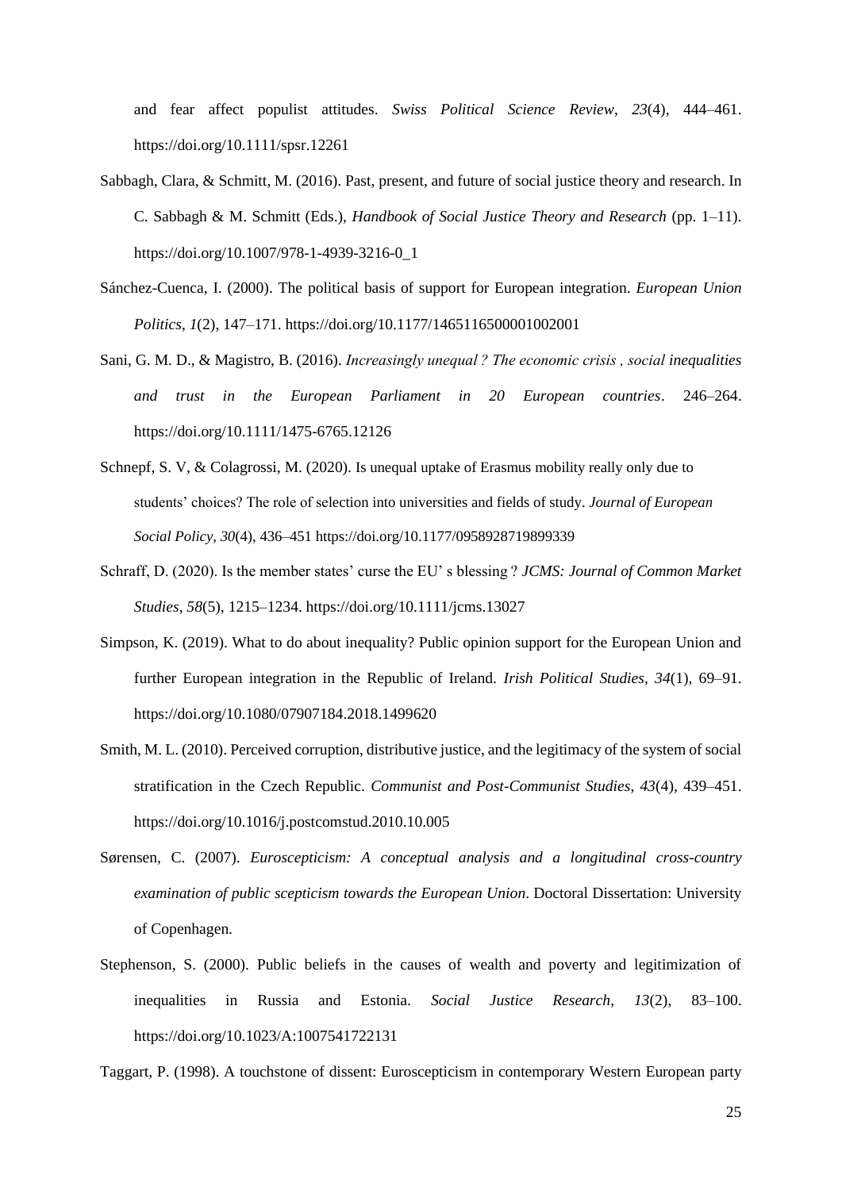and fear affect populist attitudes. *Swiss Political Science Review*, *23*(4), 444–461. https://doi.org/10.1111/spsr.12261

Sabbagh, Clara, & Schmitt, M. (2016). Past, present, and future of social justice theory and research. In C. Sabbagh & M. Schmitt (Eds.), *Handbook of Social Justice Theory and Research* (pp. 1–11). https://doi.org/10.1007/978-1-4939-3216-0_1

Sánchez-Cuenca, I. (2000). The political basis of support for European integration. *European Union Politics*, *1*(2), 147–171. https://doi.org/10.1177/1465116500001002001

Sani, G. M. D., & Magistro, B. (2016). *Increasingly unequal ? The economic crisis , social inequalities and trust in the European Parliament in 20 European countries*. 246–264. https://doi.org/10.1111/1475-6765.12126

Schnepf, S. V, & Colagrossi, M. (2020). Is unequal uptake of Erasmus mobility really only due to students' choices? The role of selection into universities and fields of study. *Journal of European Social Policy*, *30*(4), 436–451 https://doi.org/10.1177/0958928719899339

Schraff, D. (2020). Is the member states' curse the EU' s blessing ? *JCMS: Journal of Common Market Studies*, *58*(5), 1215–1234. https://doi.org/10.1111/jcms.13027

Simpson, K. (2019). What to do about inequality? Public opinion support for the European Union and further European integration in the Republic of Ireland. *Irish Political Studies*, *34*(1), 69–91. https://doi.org/10.1080/07907184.2018.1499620

Smith, M. L. (2010). Perceived corruption, distributive justice, and the legitimacy of the system of social stratification in the Czech Republic. *Communist and Post-Communist Studies*, *43*(4), 439–451. https://doi.org/10.1016/j.postcomstud.2010.10.005

Sørensen, C. (2007). *Euroscepticism: A conceptual analysis and a longitudinal cross-country examination of public scepticism towards the European Union*. Doctoral Dissertation: University of Copenhagen.

Stephenson, S. (2000). Public beliefs in the causes of wealth and poverty and legitimization of inequalities in Russia and Estonia. *Social Justice Research*, *13*(2), 83–100. https://doi.org/10.1023/A:1007541722131

Taggart, P. (1998). A touchstone of dissent: Euroscepticism in contemporary Western European party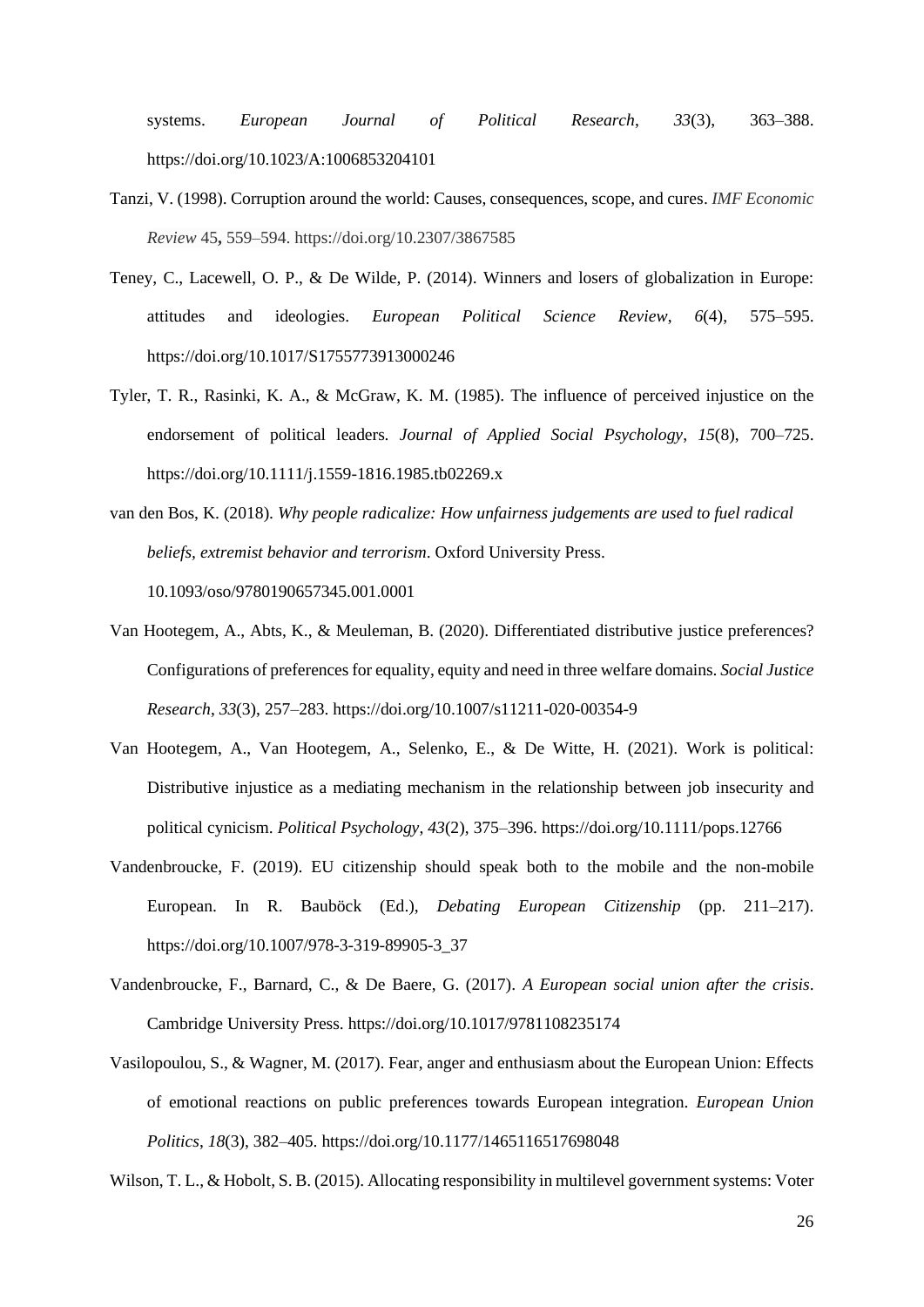systems. *European Journal of Political Research*, *33*(3), 363–388. https://doi.org/10.1023/A:1006853204101

Tanzi, V. (1998). Corruption around the world: Causes, consequences, scope, and cures. *IMF Economic Review* 45**,** 559–594. https://doi.org/10.2307/3867585

Teney, C., Lacewell, O. P., & De Wilde, P. (2014). Winners and losers of globalization in Europe: attitudes and ideologies. *European Political Science Review*, *6*(4), 575–595. https://doi.org/10.1017/S1755773913000246

Tyler, T. R., Rasinki, K. A., & McGraw, K. M. (1985). The influence of perceived injustice on the endorsement of political leaders. *Journal of Applied Social Psychology*, *15*(8), 700–725. https://doi.org/10.1111/j.1559-1816.1985.tb02269.x

van den Bos, K. (2018). *Why people radicalize: How unfairness judgements are used to fuel radical beliefs, extremist behavior and terrorism*. Oxford University Press. 10.1093/oso/9780190657345.001.0001

Van Hootegem, A., Abts, K., & Meuleman, B. (2020). Differentiated distributive justice preferences? Configurations of preferences for equality, equity and need in three welfare domains. *Social Justice Research*, *33*(3), 257–283. https://doi.org/10.1007/s11211-020-00354-9

Van Hootegem, A., Van Hootegem, A., Selenko, E., & De Witte, H. (2021). Work is political: Distributive injustice as a mediating mechanism in the relationship between job insecurity and political cynicism. *Political Psychology*, *43*(2), 375–396. https://doi.org/10.1111/pops.12766

Vandenbroucke, F. (2019). EU citizenship should speak both to the mobile and the non-mobile European. In R. Bauböck (Ed.), *Debating European Citizenship* (pp. 211–217). https://doi.org/10.1007/978-3-319-89905-3_37

Vandenbroucke, F., Barnard, C., & De Baere, G. (2017). *A European social union after the crisis*. Cambridge University Press. https://doi.org/10.1017/9781108235174

Vasilopoulou, S., & Wagner, M. (2017). Fear, anger and enthusiasm about the European Union: Effects of emotional reactions on public preferences towards European integration. *European Union Politics*, *18*(3), 382–405. https://doi.org/10.1177/1465116517698048

Wilson, T. L., & Hobolt, S. B. (2015). Allocating responsibility in multilevel government systems: Voter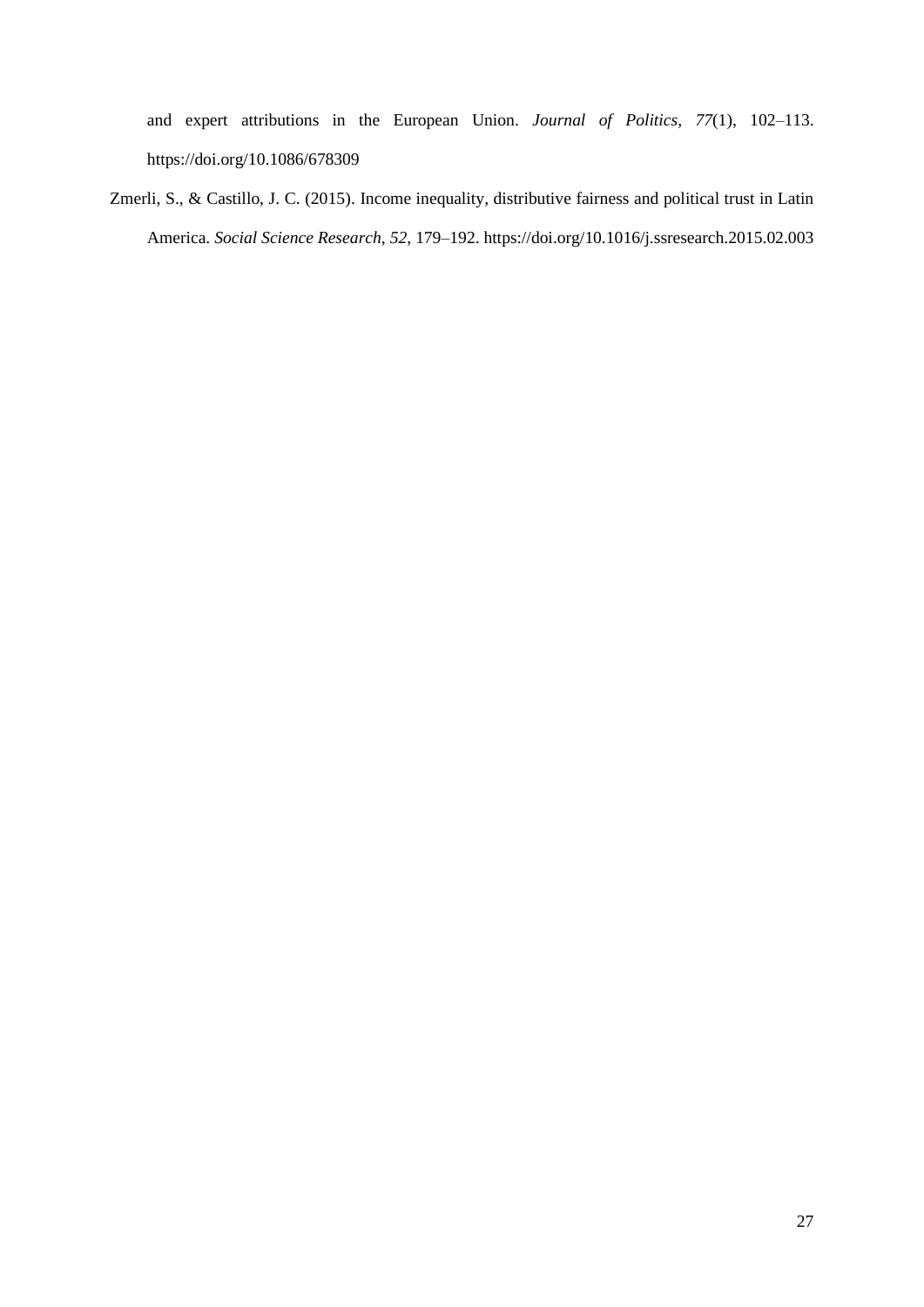and expert attributions in the European Union. *Journal of Politics*, *77*(1), 102–113. https://doi.org/10.1086/678309

Zmerli, S., & Castillo, J. C. (2015). Income inequality, distributive fairness and political trust in Latin America. *Social Science Research*, *52*, 179–192. https://doi.org/10.1016/j.ssresearch.2015.02.003